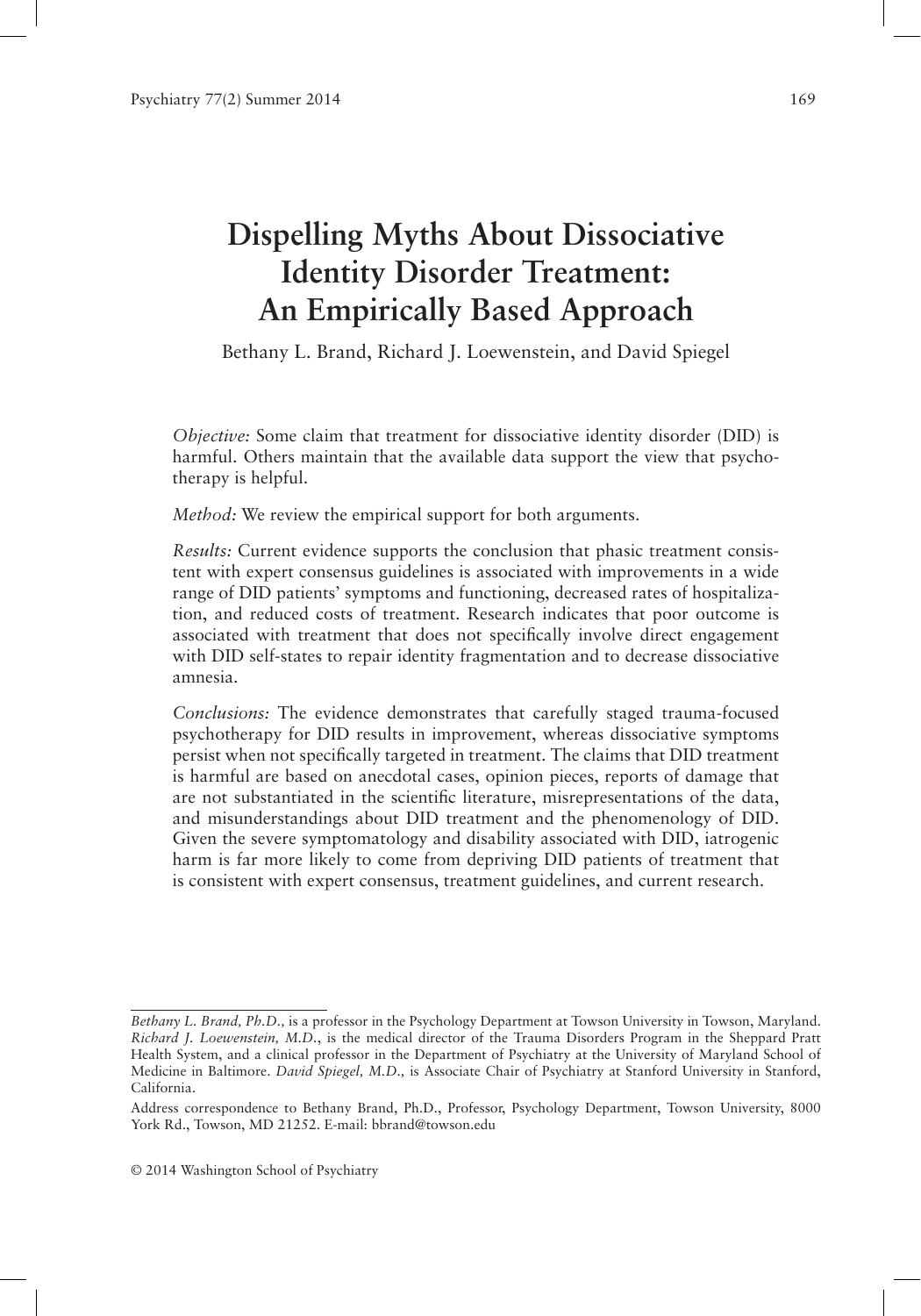# Dispelling Myths About Dissociative Identity Disorder Treatment: An Empirically Based Approach

Bethany L. Brand, Richard J. Loewenstein, and David Spiegel

*Objective:* Some claim that treatment for dissociative identity disorder (DID) is harmful. Others maintain that the available data support the view that psychotherapy is helpful.

*Method:* We review the empirical support for both arguments.

*Results:* Current evidence supports the conclusion that phasic treatment consistent with expert consensus guidelines is associated with improvements in a wide range of DID patients' symptoms and functioning, decreased rates of hospitalization, and reduced costs of treatment. Research indicates that poor outcome is associated with treatment that does not specifically involve direct engagement with DID self-states to repair identity fragmentation and to decrease dissociative amnesia.

*Conclusions:* The evidence demonstrates that carefully staged trauma-focused psychotherapy for DID results in improvement, whereas dissociative symptoms persist when not specifically targeted in treatment. The claims that DID treatment is harmful are based on anecdotal cases, opinion pieces, reports of damage that are not substantiated in the scientific literature, misrepresentations of the data, and misunderstandings about DID treatment and the phenomenology of DID. Given the severe symptomatology and disability associated with DID, iatrogenic harm is far more likely to come from depriving DID patients of treatment that is consistent with expert consensus, treatment guidelines, and current research.

---

*Bethany L. Brand, Ph.D.,* is a professor in the Psychology Department at Towson University in Towson, Maryland. *Richard J. Loewenstein, M.D.*, is the medical director of the Trauma Disorders Program in the Sheppard Pratt Health System, and a clinical professor in the Department of Psychiatry at the University of Maryland School of Medicine in Baltimore. *David Spiegel, M.D.,* is Associate Chair of Psychiatry at Stanford University in Stanford, California.

Address correspondence to Bethany Brand, Ph.D., Professor, Psychology Department, Towson University, 8000 York Rd., Towson, MD 21252. E-mail: bbrand@towson.edu

© 2014 Washington School of Psychiatry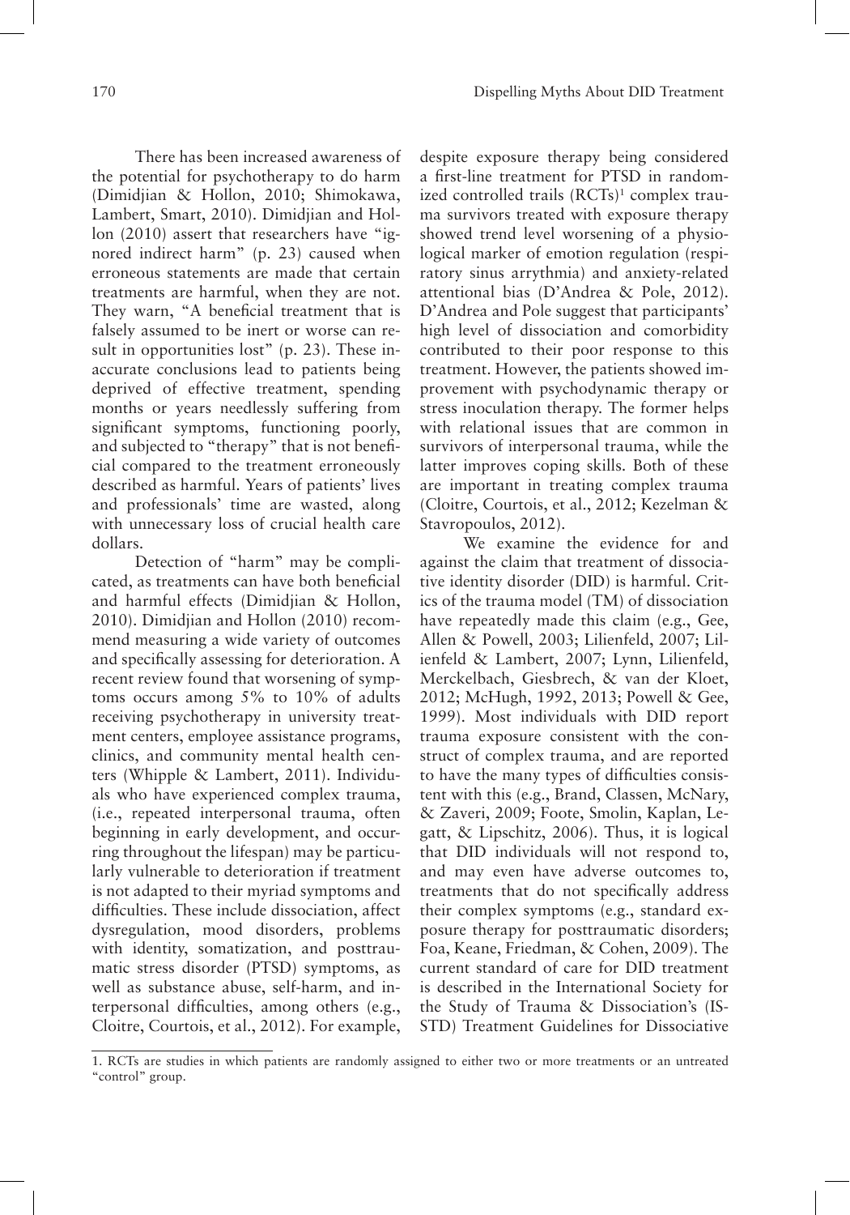There has been increased awareness of the potential for psychotherapy to do harm (Dimidjian & Hollon, 2010; Shimokawa, Lambert, Smart, 2010). Dimidjian and Hollon (2010) assert that researchers have "ignored indirect harm" (p. 23) caused when erroneous statements are made that certain treatments are harmful, when they are not. They warn, "A beneficial treatment that is falsely assumed to be inert or worse can result in opportunities lost" (p. 23). These inaccurate conclusions lead to patients being deprived of effective treatment, spending months or years needlessly suffering from significant symptoms, functioning poorly, and subjected to "therapy" that is not beneficial compared to the treatment erroneously described as harmful. Years of patients' lives and professionals' time are wasted, along with unnecessary loss of crucial health care dollars.

Detection of "harm" may be complicated, as treatments can have both beneficial and harmful effects (Dimidjian & Hollon, 2010). Dimidjian and Hollon (2010) recommend measuring a wide variety of outcomes and specifically assessing for deterioration. A recent review found that worsening of symptoms occurs among 5% to 10% of adults receiving psychotherapy in university treatment centers, employee assistance programs, clinics, and community mental health centers (Whipple & Lambert, 2011). Individuals who have experienced complex trauma, (i.e., repeated interpersonal trauma, often beginning in early development, and occurring throughout the lifespan) may be particularly vulnerable to deterioration if treatment is not adapted to their myriad symptoms and difficulties. These include dissociation, affect dysregulation, mood disorders, problems with identity, somatization, and posttraumatic stress disorder (PTSD) symptoms, as well as substance abuse, self-harm, and interpersonal difficulties, among others (e.g., Cloitre, Courtois, et al., 2012). For example, despite exposure therapy being considered a first-line treatment for PTSD in randomized controlled trails (RCTs)[1] complex trauma survivors treated with exposure therapy showed trend level worsening of a physiological marker of emotion regulation (respiratory sinus arrythmia) and anxiety-related attentional bias (D'Andrea & Pole, 2012). D'Andrea and Pole suggest that participants' high level of dissociation and comorbidity contributed to their poor response to this treatment. However, the patients showed improvement with psychodynamic therapy or stress inoculation therapy. The former helps with relational issues that are common in survivors of interpersonal trauma, while the latter improves coping skills. Both of these are important in treating complex trauma (Cloitre, Courtois, et al., 2012; Kezelman & Stavropoulos, 2012).

We examine the evidence for and against the claim that treatment of dissociative identity disorder (DID) is harmful. Critics of the trauma model (TM) of dissociation have repeatedly made this claim (e.g., Gee, Allen & Powell, 2003; Lilienfeld, 2007; Lilienfeld & Lambert, 2007; Lynn, Lilienfeld, Merckelbach, Giesbrech, & van der Kloet, 2012; McHugh, 1992, 2013; Powell & Gee, 1999). Most individuals with DID report trauma exposure consistent with the construct of complex trauma, and are reported to have the many types of difficulties consistent with this (e.g., Brand, Classen, McNary, & Zaveri, 2009; Foote, Smolin, Kaplan, Legatt, & Lipschitz, 2006). Thus, it is logical that DID individuals will not respond to, and may even have adverse outcomes to, treatments that do not specifically address their complex symptoms (e.g., standard exposure therapy for posttraumatic disorders; Foa, Keane, Friedman, & Cohen, 2009). The current standard of care for DID treatment is described in the International Society for the Study of Trauma & Dissociation's (ISSTD) Treatment Guidelines for Dissociative

1. RCTs are studies in which patients are randomly assigned to either two or more treatments or an untreated "control" group.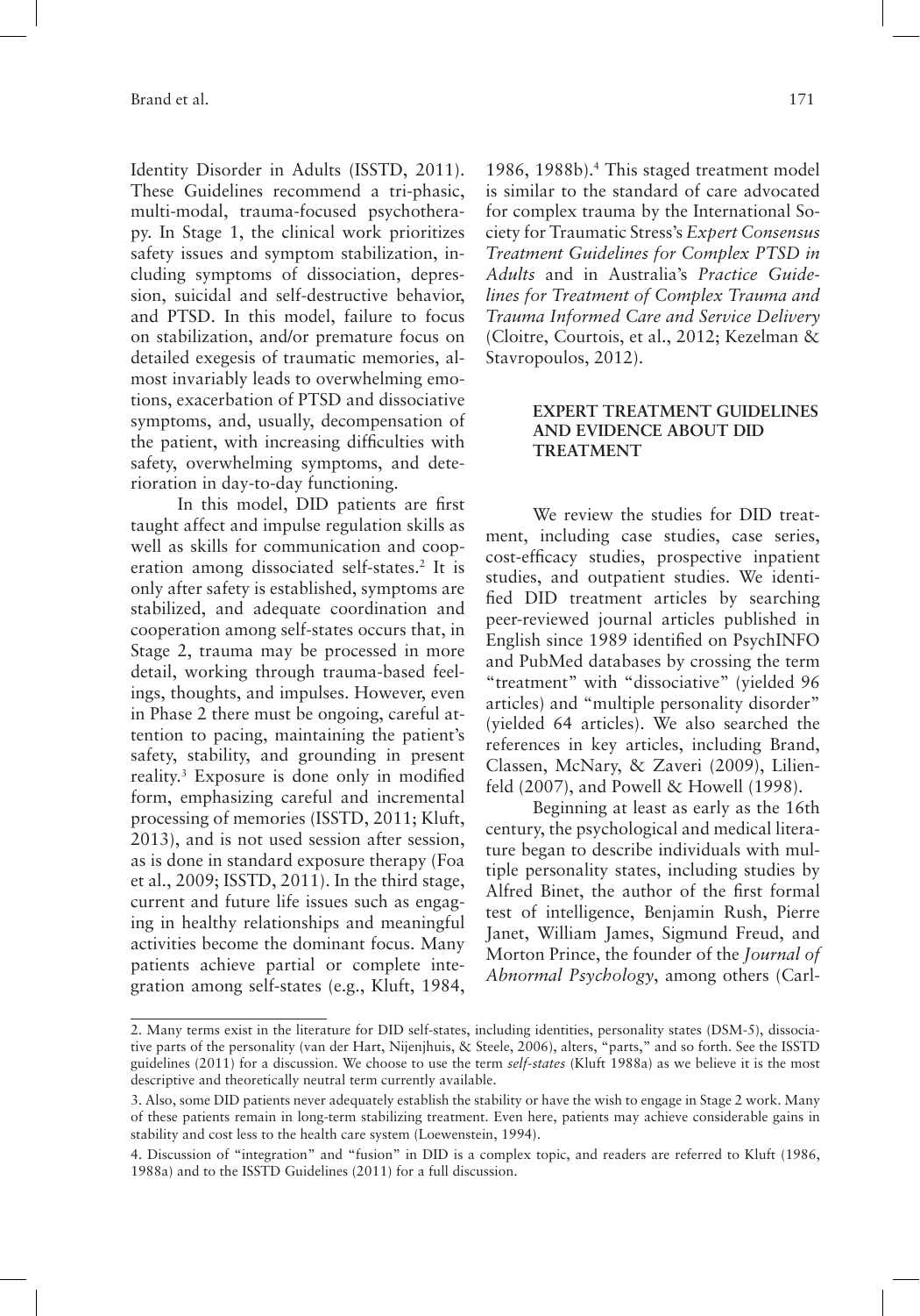Identity Disorder in Adults (ISSTD, 2011). These Guidelines recommend a tri-phasic, multi-modal, trauma-focused psychotherapy. In Stage 1, the clinical work prioritizes safety issues and symptom stabilization, including symptoms of dissociation, depression, suicidal and self-destructive behavior, and PTSD. In this model, failure to focus on stabilization, and/or premature focus on detailed exegesis of traumatic memories, almost invariably leads to overwhelming emotions, exacerbation of PTSD and dissociative symptoms, and, usually, decompensation of the patient, with increasing difficulties with safety, overwhelming symptoms, and deterioration in day-to-day functioning.

In this model, DID patients are first taught affect and impulse regulation skills as well as skills for communication and cooperation among dissociated self-states.[2] It is only after safety is established, symptoms are stabilized, and adequate coordination and cooperation among self-states occurs that, in Stage 2, trauma may be processed in more detail, working through trauma-based feelings, thoughts, and impulses. However, even in Phase 2 there must be ongoing, careful attention to pacing, maintaining the patient's safety, stability, and grounding in present reality.[3] Exposure is done only in modified form, emphasizing careful and incremental processing of memories (ISSTD, 2011; Kluft, 2013), and is not used session after session, as is done in standard exposure therapy (Foa et al., 2009; ISSTD, 2011). In the third stage, current and future life issues such as engaging in healthy relationships and meaningful activities become the dominant focus. Many patients achieve partial or complete integration among self-states (e.g., Kluft, 1984, 1986, 1988b).[4] This staged treatment model is similar to the standard of care advocated for complex trauma by the International Society for Traumatic Stress's *Expert Consensus Treatment Guidelines for Complex PTSD in Adults* and in Australia's *Practice Guidelines for Treatment of Complex Trauma and Trauma Informed Care and Service Delivery* (Cloitre, Courtois, et al., 2012; Kezelman & Stavropoulos, 2012).

## EXPERT TREATMENT GUIDELINES AND EVIDENCE ABOUT DID TREATMENT

We review the studies for DID treatment, including case studies, case series, cost-efficacy studies, prospective inpatient studies, and outpatient studies. We identified DID treatment articles by searching peer-reviewed journal articles published in English since 1989 identified on PsychINFO and PubMed databases by crossing the term "treatment" with "dissociative" (yielded 96 articles) and "multiple personality disorder" (yielded 64 articles). We also searched the references in key articles, including Brand, Classen, McNary, & Zaveri (2009), Lilienfeld (2007), and Powell & Howell (1998).

Beginning at least as early as the 16th century, the psychological and medical literature began to describe individuals with multiple personality states, including studies by Alfred Binet, the author of the first formal test of intelligence, Benjamin Rush, Pierre Janet, William James, Sigmund Freud, and Morton Prince, the founder of the *Journal of Abnormal Psychology*, among others (Carl-

2. Many terms exist in the literature for DID self-states, including identities, personality states (DSM-5), dissociative parts of the personality (van der Hart, Nijenhuis, & Steele, 2006), alters, "parts," and so forth. See the ISSTD guidelines (2011) for a discussion. We choose to use the term *self-states* (Kluft 1988a) as we believe it is the most descriptive and theoretically neutral term currently available.

3. Also, some DID patients never adequately establish the stability or have the wish to engage in Stage 2 work. Many of these patients remain in long-term stabilizing treatment. Even here, patients may achieve considerable gains in stability and cost less to the health care system (Loewenstein, 1994).

4. Discussion of "integration" and "fusion" in DID is a complex topic, and readers are referred to Kluft (1986, 1988a) and to the ISSTD Guidelines (2011) for a full discussion.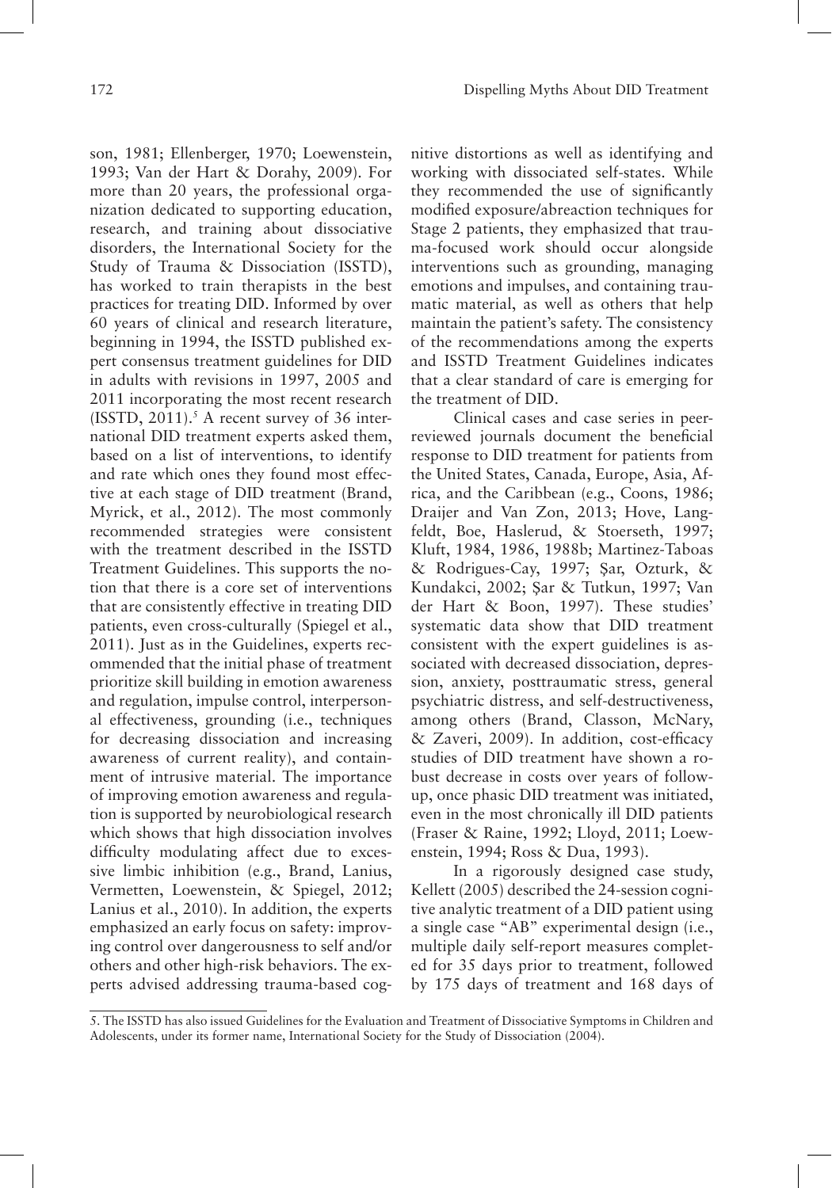son, 1981; Ellenberger, 1970; Loewenstein, 1993; Van der Hart & Dorahy, 2009). For more than 20 years, the professional organization dedicated to supporting education, research, and training about dissociative disorders, the International Society for the Study of Trauma & Dissociation (ISSTD), has worked to train therapists in the best practices for treating DID. Informed by over 60 years of clinical and research literature, beginning in 1994, the ISSTD published expert consensus treatment guidelines for DID in adults with revisions in 1997, 2005 and 2011 incorporating the most recent research (ISSTD, 2011).[5] A recent survey of 36 international DID treatment experts asked them, based on a list of interventions, to identify and rate which ones they found most effective at each stage of DID treatment (Brand, Myrick, et al., 2012). The most commonly recommended strategies were consistent with the treatment described in the ISSTD Treatment Guidelines. This supports the notion that there is a core set of interventions that are consistently effective in treating DID patients, even cross-culturally (Spiegel et al., 2011). Just as in the Guidelines, experts recommended that the initial phase of treatment prioritize skill building in emotion awareness and regulation, impulse control, interpersonal effectiveness, grounding (i.e., techniques for decreasing dissociation and increasing awareness of current reality), and containment of intrusive material. The importance of improving emotion awareness and regulation is supported by neurobiological research which shows that high dissociation involves difficulty modulating affect due to excessive limbic inhibition (e.g., Brand, Lanius, Vermetten, Loewenstein, & Spiegel, 2012; Lanius et al., 2010). In addition, the experts emphasized an early focus on safety: improving control over dangerousness to self and/or others and other high-risk behaviors. The experts advised addressing trauma-based cognitive distortions as well as identifying and working with dissociated self-states. While they recommended the use of significantly modified exposure/abreaction techniques for Stage 2 patients, they emphasized that trauma-focused work should occur alongside interventions such as grounding, managing emotions and impulses, and containing traumatic material, as well as others that help maintain the patient's safety. The consistency of the recommendations among the experts and ISSTD Treatment Guidelines indicates that a clear standard of care is emerging for the treatment of DID.

Clinical cases and case series in peer-reviewed journals document the beneficial response to DID treatment for patients from the United States, Canada, Europe, Asia, Africa, and the Caribbean (e.g., Coons, 1986; Draijer and Van Zon, 2013; Hove, Langfeldt, Boe, Haslerud, & Stoerseth, 1997; Kluft, 1984, 1986, 1988b; Martinez-Taboas & Rodrigues-Cay, 1997; Şar, Ozturk, & Kundakci, 2002; Şar & Tutkun, 1997; Van der Hart & Boon, 1997). These studies' systematic data show that DID treatment consistent with the expert guidelines is associated with decreased dissociation, depression, anxiety, posttraumatic stress, general psychiatric distress, and self-destructiveness, among others (Brand, Classon, McNary, & Zaveri, 2009). In addition, cost-efficacy studies of DID treatment have shown a robust decrease in costs over years of follow-up, once phasic DID treatment was initiated, even in the most chronically ill DID patients (Fraser & Raine, 1992; Lloyd, 2011; Loewenstein, 1994; Ross & Dua, 1993).

In a rigorously designed case study, Kellett (2005) described the 24-session cognitive analytic treatment of a DID patient using a single case "AB" experimental design (i.e., multiple daily self-report measures completed for 35 days prior to treatment, followed by 175 days of treatment and 168 days of

---

5. The ISSTD has also issued Guidelines for the Evaluation and Treatment of Dissociative Symptoms in Children and Adolescents, under its former name, International Society for the Study of Dissociation (2004).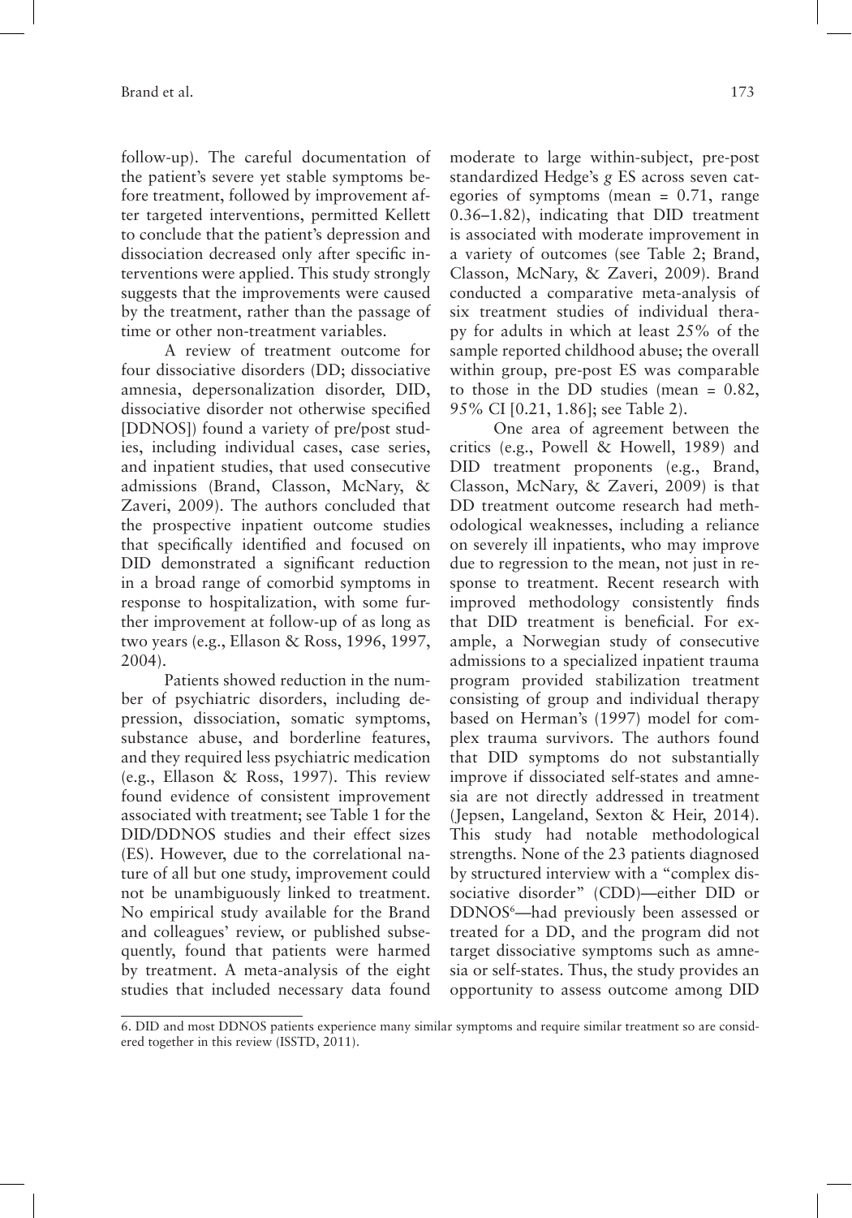follow-up). The careful documentation of the patient's severe yet stable symptoms before treatment, followed by improvement after targeted interventions, permitted Kellett to conclude that the patient's depression and dissociation decreased only after specific interventions were applied. This study strongly suggests that the improvements were caused by the treatment, rather than the passage of time or other non-treatment variables.

A review of treatment outcome for four dissociative disorders (DD; dissociative amnesia, depersonalization disorder, DID, dissociative disorder not otherwise specified [DDNOS]) found a variety of pre/post studies, including individual cases, case series, and inpatient studies, that used consecutive admissions (Brand, Classon, McNary, & Zaveri, 2009). The authors concluded that the prospective inpatient outcome studies that specifically identified and focused on DID demonstrated a significant reduction in a broad range of comorbid symptoms in response to hospitalization, with some further improvement at follow-up of as long as two years (e.g., Ellason & Ross, 1996, 1997, 2004).

Patients showed reduction in the number of psychiatric disorders, including depression, dissociation, somatic symptoms, substance abuse, and borderline features, and they required less psychiatric medication (e.g., Ellason & Ross, 1997). This review found evidence of consistent improvement associated with treatment; see Table 1 for the DID/DDNOS studies and their effect sizes (ES). However, due to the correlational nature of all but one study, improvement could not be unambiguously linked to treatment. No empirical study available for the Brand and colleagues' review, or published subsequently, found that patients were harmed by treatment. A meta-analysis of the eight studies that included necessary data found moderate to large within-subject, pre-post standardized Hedge's *g* ES across seven categories of symptoms (mean = 0.71, range 0.36–1.82), indicating that DID treatment is associated with moderate improvement in a variety of outcomes (see Table 2; Brand, Classon, McNary, & Zaveri, 2009). Brand conducted a comparative meta-analysis of six treatment studies of individual therapy for adults in which at least 25% of the sample reported childhood abuse; the overall within group, pre-post ES was comparable to those in the DD studies (mean = 0.82, 95% CI [0.21, 1.86]; see Table 2).

One area of agreement between the critics (e.g., Powell & Howell, 1989) and DID treatment proponents (e.g., Brand, Classon, McNary, & Zaveri, 2009) is that DD treatment outcome research had methodological weaknesses, including a reliance on severely ill inpatients, who may improve due to regression to the mean, not just in response to treatment. Recent research with improved methodology consistently finds that DID treatment is beneficial. For example, a Norwegian study of consecutive admissions to a specialized inpatient trauma program provided stabilization treatment consisting of group and individual therapy based on Herman's (1997) model for complex trauma survivors. The authors found that DID symptoms do not substantially improve if dissociated self-states and amnesia are not directly addressed in treatment (Jepsen, Langeland, Sexton & Heir, 2014). This study had notable methodological strengths. None of the 23 patients diagnosed by structured interview with a "complex dissociative disorder" (CDD)—either DID or DDNOS[6]—had previously been assessed or treated for a DD, and the program did not target dissociative symptoms such as amnesia or self-states. Thus, the study provides an opportunity to assess outcome among DID

6. DID and most DDNOS patients experience many similar symptoms and require similar treatment so are considered together in this review (ISSTD, 2011).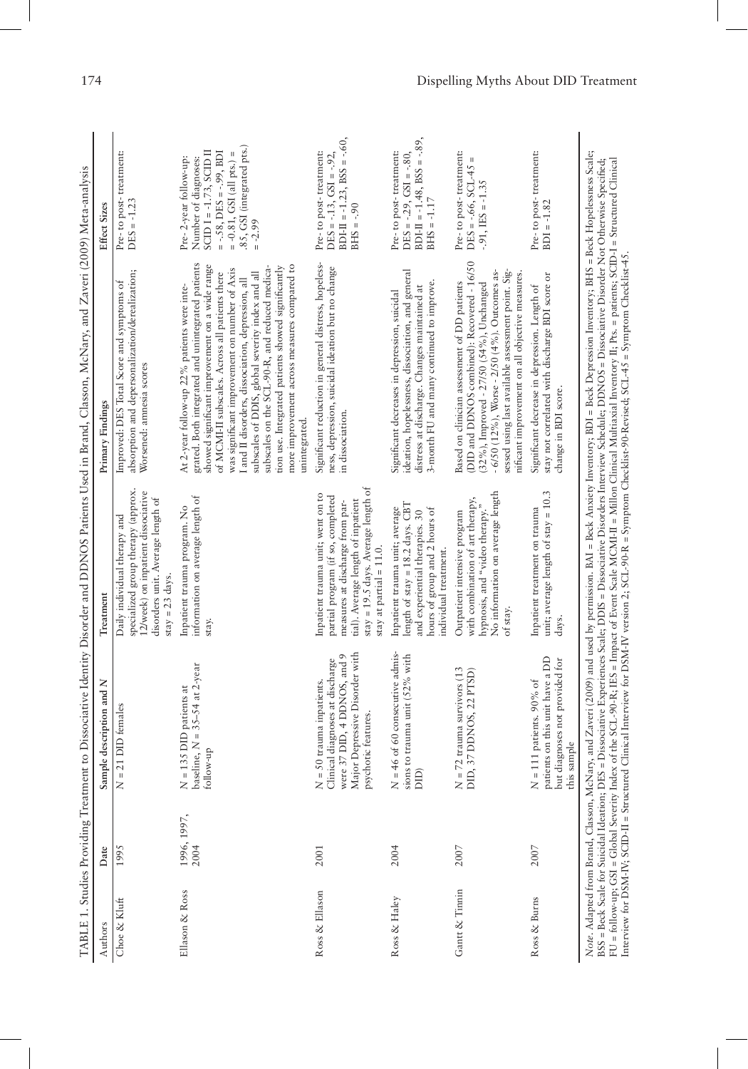TABLE 1. Studies Providing Treatment to Dissociative Identity Disorder and DDNOS Patients Used in Brand, Classon, McNary, and Zaveri (2009) Meta-analysis

| Authors | Date | Sample description and N | Treatment | Primary Findings | Effect Sizes |
|---|---|---|---|---|---|
| Choe & Kluft | 1995 | N = 21 DID females | Daily individual therapy and specialized group therapy (approx. 12/week) on inpatient dissociative disorders unit. Average length of stay = 23 days. | Improved: DES Total Score and symptoms of absorption and depersonalization/derealization; Worsened: amnesia scores | Pre- to post- treatment: DES = -1.23 |
| Ellason & Ross | 1996, 1997, 2004 | N = 135 DID patients at baseline, N = 35–54 at 2-year follow-up | Inpatient trauma program. No information on average length of stay. | At 2-year follow-up 22% patients were integrated. Both integrated and unintegrated patients showed significant improvement on a wide range of MCMI-II subscales. Across all patients there was significant improvement on number of Axis I and II disorders, dissociation, depression, all subscales of DDIS, global severity index and all subscales on the SCL-90-R, and reduced medication use. Integrated patients showed significantly more improvement across all measures compared to unintegrated. | Pre- 2-year follow-up: Number of diagnoses: SCID I = -1.73, SCID II = -.58, DES = -.99, BDI = -0.81, GSI (all pts.) = .85, GSI (integrated pts.) = -2.99 |
| Ross & Ellason | 2001 | N = 50 trauma inpatients. Clinical diagnoses at discharge were 37 DID, 4 DDNOS, and 9 Major Depressive Disorder with psychotic features. | Inpatient trauma unit; went on to partial program (if so, completed measures at discharge from partial). Average length of inpatient stay = 19.5 days. Average length of stay at partial = 11.0. | Significant reduction in general distress, hopelessness, depression, suicidal ideation but no change in dissociation. | Pre- to post- treatment: DES = -.13, GSI = -.92, BDI-II = -1.23, BSS = -.60, BHS = -.90 |
| Ross & Haley | 2004 | N = 46 of 60 consecutive admissions to trauma unit (52% with DID) | Inpatient trauma unit; average length of stay = 18.2 days. CBT and experiential therapies. 30 hours of group and 2 hours of individual treatment. | Significant decreases in depression, suicidal ideation, hopelessness, dissociation, and general distress at discharge. Changes maintained at 3-month FU and many continued to improve. | Pre- to post- treatment: DES = -.29, GSI = -.80, BDI-II = -1.48, BSS = -.89, BHS = -1.17 |
| Gantt & Tinnin | 2007 | N = 72 trauma survivors (13 DID, 37 DDNOS, 22 PTSD) | Outpatient intensive program with combination of art therapy, hypnosis, and "video therapy." No information on average length of stay. | Based on clinician assessment of DD patients (DID and DDNOS combined): Recovered - 16/50 (32%), Improved - 27/50 (54%), Unchanged - 6/50 (12%), Worse - 2/50 (4%). Outcomes assessed using last available assessment point. Significant improvement on all objective measures. | Pre- to post- treatment: DES = -.66, SCL-45 = -.91, IES = -1.35 |
| Ross & Burns | 2007 | N = 111 patients. 90% of patients on this unit have a DD but diagnoses not provided for this sample | Inpatient treatment on trauma unit; average length of stay = 10.3 days. | Significant decrease in depression. Length of stay not correlated with discharge BDI score or change in BDI score. | Pre- to post- treatment: BDI = -1.82 |

*Note.* Adapted from Brand, Classon, McNary, and Zaveri (2009) and used by permission. BAI = Beck Anxiety Inventory; BDI = Beck Depression Inventory; BHS = Beck Hopelessness Scale; BSS = Beck Scale for Suicidal Ideation; DES = Dissociative Experiences Scale; DDIS = Dissociative Disorders Interview Schedule; DDNOS = Dissociative Disorder Not Otherwise Specified; FU = follow-up; GSI = Global Severity Index of the SCL-90-R; IES = Impact of Event Scale MCMI-II = Millon Clinical Multiaxial Inventory II; Pts. = patients; SCID-I = Structured Clinical Interview for DSM-IV; SCID-II = Structured Clinical Interview for DSM-IV version 2; SCL-90-R = Symptom Checklist-90-Revised; SCL-45 = Symptom Checklist-45.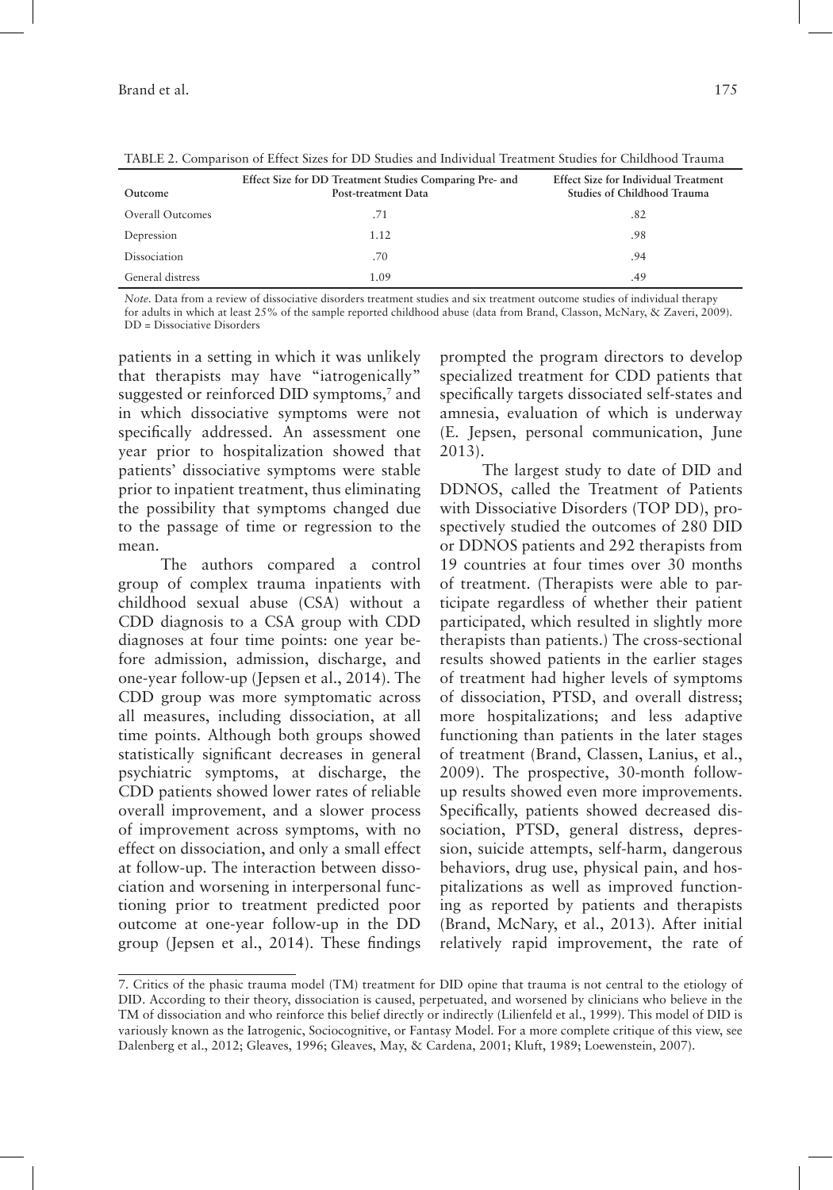TABLE 2. Comparison of Effect Sizes for DD Studies and Individual Treatment Studies for Childhood Trauma

| Outcome | Effect Size for DD Treatment Studies Comparing Pre- and Post-treatment Data | Effect Size for Individual Treatment Studies of Childhood Trauma |
|---|---|---|
| Overall Outcomes | .71 | .82 |
| Depression | 1.12 | .98 |
| Dissociation | .70 | .94 |
| General distress | 1.09 | .49 |

*Note.* Data from a review of dissociative disorders treatment studies and six treatment outcome studies of individual therapy for adults in which at least 25% of the sample reported childhood abuse (data from Brand, Classon, McNary, & Zaveri, 2009). DD = Dissociative Disorders

patients in a setting in which it was unlikely that therapists may have "iatrogenically" suggested or reinforced DID symptoms,[7] and in which dissociative symptoms were not specifically addressed. An assessment one year prior to hospitalization showed that patients' dissociative symptoms were stable prior to inpatient treatment, thus eliminating the possibility that symptoms changed due to the passage of time or regression to the mean.

The authors compared a control group of complex trauma inpatients with childhood sexual abuse (CSA) without a CDD diagnosis to a CSA group with CDD diagnoses at four time points: one year before admission, admission, discharge, and one-year follow-up (Jepsen et al., 2014). The CDD group was more symptomatic across all measures, including dissociation, at all time points. Although both groups showed statistically significant decreases in general psychiatric symptoms, at discharge, the CDD patients showed lower rates of reliable overall improvement, and a slower process of improvement across symptoms, with no effect on dissociation, and only a small effect at follow-up. The interaction between dissociation and worsening in interpersonal functioning prior to treatment predicted poor outcome at one-year follow-up in the DD group (Jepsen et al., 2014). These findings prompted the program directors to develop specialized treatment for CDD patients that specifically targets dissociated self-states and amnesia, evaluation of which is underway (E. Jepsen, personal communication, June 2013).

The largest study to date of DID and DDNOS, called the Treatment of Patients with Dissociative Disorders (TOP DD), prospectively studied the outcomes of 280 DID or DDNOS patients and 292 therapists from 19 countries at four times over 30 months of treatment. (Therapists were able to participate regardless of whether their patient participated, which resulted in slightly more therapists than patients.) The cross-sectional results showed patients in the earlier stages of treatment had higher levels of symptoms of dissociation, PTSD, and overall distress; more hospitalizations; and less adaptive functioning than patients in the later stages of treatment (Brand, Classen, Lanius, et al., 2009). The prospective, 30-month follow-up results showed even more improvements. Specifically, patients showed decreased dissociation, PTSD, general distress, depression, suicide attempts, self-harm, dangerous behaviors, drug use, physical pain, and hospitalizations as well as improved functioning as reported by patients and therapists (Brand, McNary, et al., 2013). After initial relatively rapid improvement, the rate of

7. Critics of the phasic trauma model (TM) treatment for DID opine that trauma is not central to the etiology of DID. According to their theory, dissociation is caused, perpetuated, and worsened by clinicians who believe in the TM of dissociation and who reinforce this belief directly or indirectly (Lilienfeld et al., 1999). This model of DID is variously known as the Iatrogenic, Sociocognitive, or Fantasy Model. For a more complete critique of this view, see Dalenberg et al., 2012; Gleaves, 1996; Gleaves, May, & Cardena, 2001; Kluft, 1989; Loewenstein, 2007).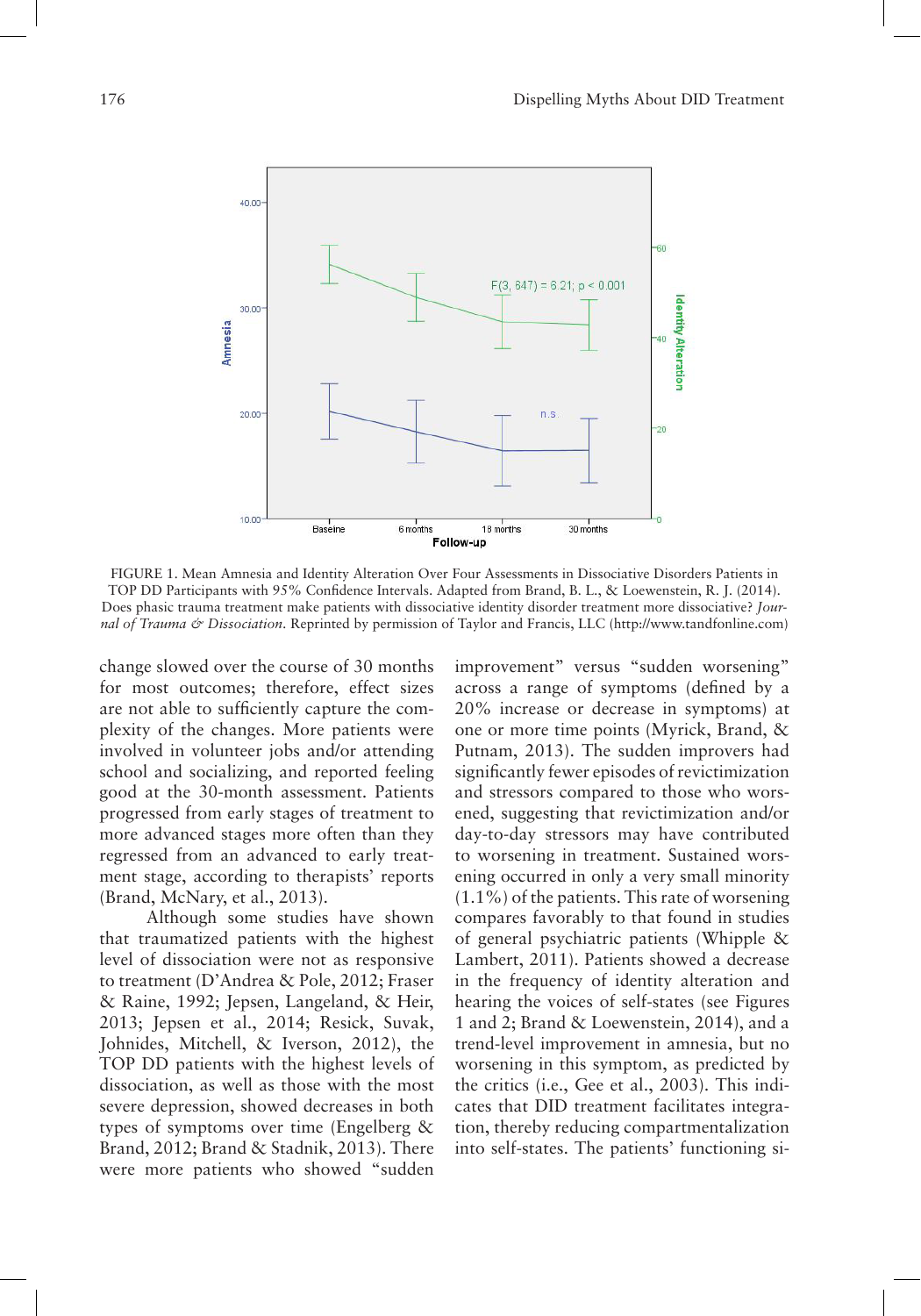FIGURE 1. Mean Amnesia and Identity Alteration Over Four Assessments in Dissociative Disorders Patients in TOP DD Participants with 95% Confidence Intervals. Adapted from Brand, B. L., & Loewenstein, R. J. (2014). Does phasic trauma treatment make patients with dissociative identity disorder treatment more dissociative? *Journal of Trauma & Dissociation*. Reprinted by permission of Taylor and Francis, LLC (http://www.tandfonline.com)

change slowed over the course of 30 months for most outcomes; therefore, effect sizes are not able to sufficiently capture the complexity of the changes. More patients were involved in volunteer jobs and/or attending school and socializing, and reported feeling good at the 30-month assessment. Patients progressed from early stages of treatment to more advanced stages more often than they regressed from an advanced to early treatment stage, according to therapists' reports (Brand, McNary, et al., 2013).

Although some studies have shown that traumatized patients with the highest level of dissociation were not as responsive to treatment (D'Andrea & Pole, 2012; Fraser & Raine, 1992; Jepsen, Langeland, & Heir, 2013; Jepsen et al., 2014; Resick, Suvak, Johnides, Mitchell, & Iverson, 2012), the TOP DD patients with the highest levels of dissociation, as well as those with the most severe depression, showed decreases in both types of symptoms over time (Engelberg & Brand, 2012; Brand & Stadnik, 2013). There were more patients who showed "sudden improvement" versus "sudden worsening" across a range of symptoms (defined by a 20% increase or decrease in symptoms) at one or more time points (Myrick, Brand, & Putnam, 2013). The sudden improvers had significantly fewer episodes of revictimization and stressors compared to those who worsened, suggesting that revictimization and/or day-to-day stressors may have contributed to worsening in treatment. Sustained worsening occurred in only a very small minority (1.1%) of the patients. This rate of worsening compares favorably to that found in studies of general psychiatric patients (Whipple & Lambert, 2011). Patients showed a decrease in the frequency of identity alteration and hearing the voices of self-states (see Figures 1 and 2; Brand & Loewenstein, 2014), and a trend-level improvement in amnesia, but no worsening in this symptom, as predicted by the critics (i.e., Gee et al., 2003). This indicates that DID treatment facilitates integration, thereby reducing compartmentalization into self-states. The patients' functioning si-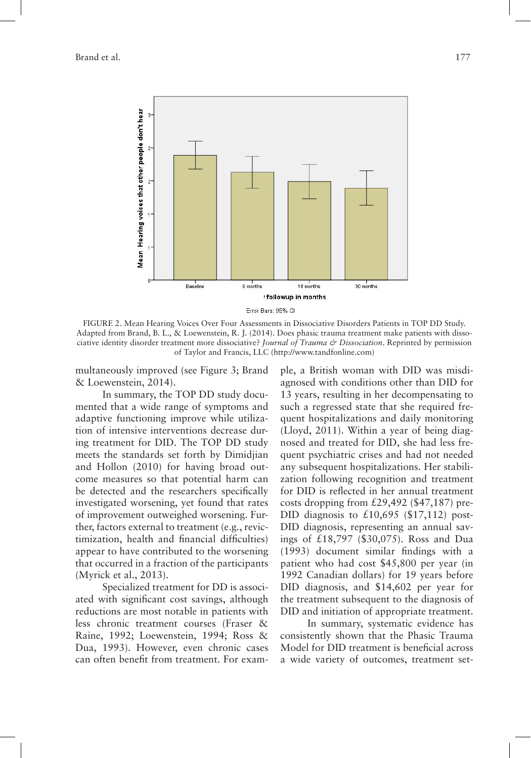FIGURE 2. Mean Hearing Voices Over Four Assessments in Dissociative Disorders Patients in TOP DD Study. Adapted from Brand, B. L., & Loewenstein, R. J. (2014). Does phasic trauma treatment make patients with dissociative identity disorder treatment more dissociative? *Journal of Trauma & Dissociation*. Reprinted by permission of Taylor and Francis, LLC (http://www.tandfonline.com)

multaneously improved (see Figure 3; Brand & Loewenstein, 2014).

In summary, the TOP DD study documented that a wide range of symptoms and adaptive functioning improve while utilization of intensive interventions decrease during treatment for DID. The TOP DD study meets the standards set forth by Dimidjian and Hollon (2010) for having broad outcome measures so that potential harm can be detected and the researchers specifically investigated worsening, yet found that rates of improvement outweighed worsening. Further, factors external to treatment (e.g., revictimization, health and financial difficulties) appear to have contributed to the worsening that occurred in a fraction of the participants (Myrick et al., 2013).

Specialized treatment for DD is associated with significant cost savings, although reductions are most notable in patients with less chronic treatment courses (Fraser & Raine, 1992; Loewenstein, 1994; Ross & Dua, 1993). However, even chronic cases can often benefit from treatment. For example, a British woman with DID was misdiagnosed with conditions other than DID for 13 years, resulting in her decompensating to such a regressed state that she required frequent hospitalizations and daily monitoring (Lloyd, 2011). Within a year of being diagnosed and treated for DID, she had less frequent psychiatric crises and had not needed any subsequent hospitalizations. Her stabilization following recognition and treatment for DID is reflected in her annual treatment costs dropping from £29,492 ($47,187) pre-DID diagnosis to £10,695 ($17,112) post-DID diagnosis, representing an annual savings of £18,797 ($30,075). Ross and Dua (1993) document similar findings with a patient who had cost $45,800 per year (in 1992 Canadian dollars) for 19 years before DID diagnosis, and $14,602 per year for the treatment subsequent to the diagnosis of DID and initiation of appropriate treatment.

In summary, systematic evidence has consistently shown that the Phasic Trauma Model for DID treatment is beneficial across a wide variety of outcomes, treatment set-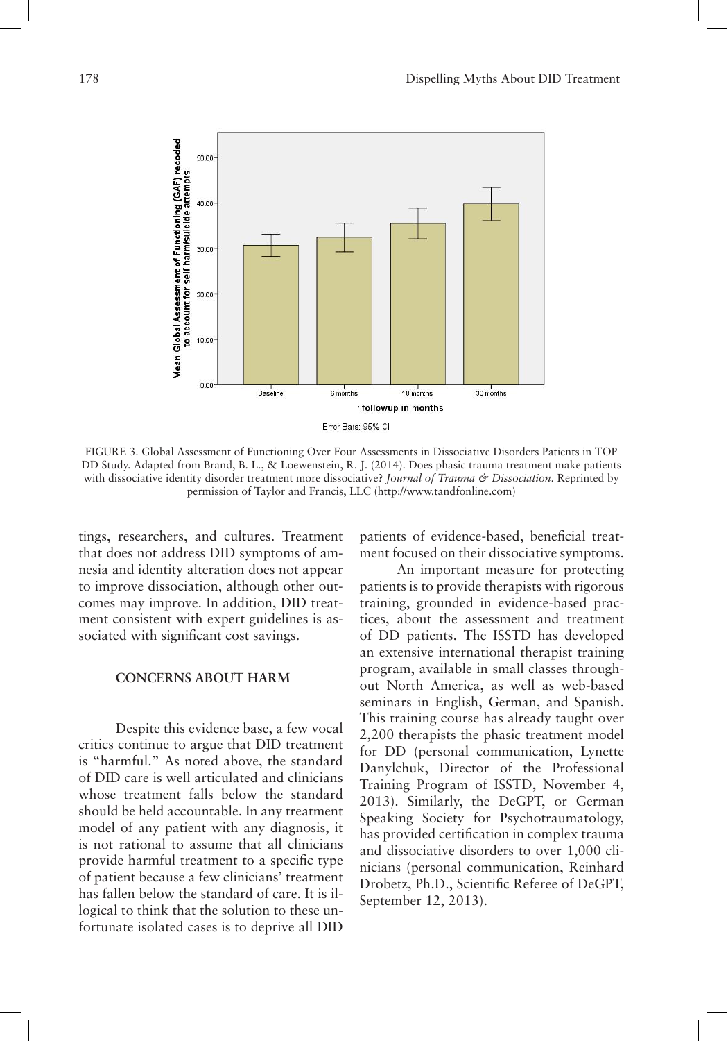FIGURE 3. Global Assessment of Functioning Over Four Assessments in Dissociative Disorders Patients in TOP DD Study. Adapted from Brand, B. L., & Loewenstein, R. J. (2014). Does phasic trauma treatment make patients with dissociative identity disorder treatment more dissociative? *Journal of Trauma & Dissociation*. Reprinted by permission of Taylor and Francis, LLC (http://www.tandfonline.com)

tings, researchers, and cultures. Treatment that does not address DID symptoms of amnesia and identity alteration does not appear to improve dissociation, although other outcomes may improve. In addition, DID treatment consistent with expert guidelines is associated with significant cost savings.

## CONCERNS ABOUT HARM

Despite this evidence base, a few vocal critics continue to argue that DID treatment is "harmful." As noted above, the standard of DID care is well articulated and clinicians whose treatment falls below the standard should be held accountable. In any treatment model of any patient with any diagnosis, it is not rational to assume that all clinicians provide harmful treatment to a specific type of patient because a few clinicians' treatment has fallen below the standard of care. It is illogical to think that the solution to these unfortunate isolated cases is to deprive all DID patients of evidence-based, beneficial treatment focused on their dissociative symptoms.

An important measure for protecting patients is to provide therapists with rigorous training, grounded in evidence-based practices, about the assessment and treatment of DD patients. The ISSTD has developed an extensive international therapist training program, available in small classes throughout North America, as well as web-based seminars in English, German, and Spanish. This training course has already taught over 2,200 therapists the phasic treatment model for DD (personal communication, Lynette Danylchuk, Director of the Professional Training Program of ISSTD, November 4, 2013). Similarly, the DeGPT, or German Speaking Society for Psychotraumatology, has provided certification in complex trauma and dissociative disorders to over 1,000 clinicians (personal communication, Reinhard Drobetz, Ph.D., Scientific Referee of DeGPT, September 12, 2013).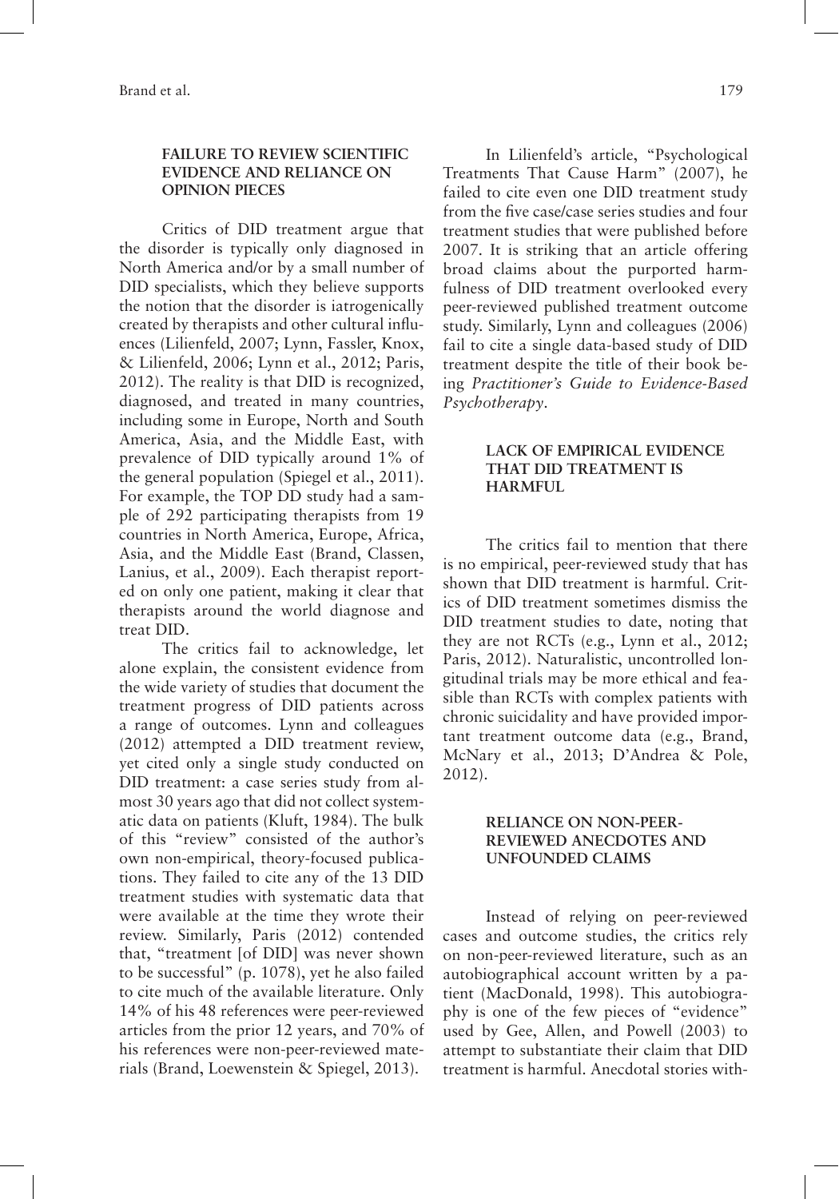## FAILURE TO REVIEW SCIENTIFIC EVIDENCE AND RELIANCE ON OPINION PIECES

Critics of DID treatment argue that the disorder is typically only diagnosed in North America and/or by a small number of DID specialists, which they believe supports the notion that the disorder is iatrogenically created by therapists and other cultural influences (Lilienfeld, 2007; Lynn, Fassler, Knox, & Lilienfeld, 2006; Lynn et al., 2012; Paris, 2012). The reality is that DID is recognized, diagnosed, and treated in many countries, including some in Europe, North and South America, Asia, and the Middle East, with prevalence of DID typically around 1% of the general population (Spiegel et al., 2011). For example, the TOP DD study had a sample of 292 participating therapists from 19 countries in North America, Europe, Africa, Asia, and the Middle East (Brand, Classen, Lanius, et al., 2009). Each therapist reported on only one patient, making it clear that therapists around the world diagnose and treat DID.

The critics fail to acknowledge, let alone explain, the consistent evidence from the wide variety of studies that document the treatment progress of DID patients across a range of outcomes. Lynn and colleagues (2012) attempted a DID treatment review, yet cited only a single study conducted on DID treatment: a case series study from almost 30 years ago that did not collect systematic data on patients (Kluft, 1984). The bulk of this "review" consisted of the author's own non-empirical, theory-focused publications. They failed to cite any of the 13 DID treatment studies with systematic data that were available at the time they wrote their review. Similarly, Paris (2012) contended that, "treatment [of DID] was never shown to be successful" (p. 1078), yet he also failed to cite much of the available literature. Only 14% of his 48 references were peer-reviewed articles from the prior 12 years, and 70% of his references were non-peer-reviewed materials (Brand, Loewenstein & Spiegel, 2013).

In Lilienfeld's article, "Psychological Treatments That Cause Harm" (2007), he failed to cite even one DID treatment study from the five case/case series studies and four treatment studies that were published before 2007. It is striking that an article offering broad claims about the purported harmfulness of DID treatment overlooked every peer-reviewed published treatment outcome study. Similarly, Lynn and colleagues (2006) fail to cite a single data-based study of DID treatment despite the title of their book being *Practitioner's Guide to Evidence-Based Psychotherapy*.

## LACK OF EMPIRICAL EVIDENCE THAT DID TREATMENT IS HARMFUL

The critics fail to mention that there is no empirical, peer-reviewed study that has shown that DID treatment is harmful. Critics of DID treatment sometimes dismiss the DID treatment studies to date, noting that they are not RCTs (e.g., Lynn et al., 2012; Paris, 2012). Naturalistic, uncontrolled longitudinal trials may be more ethical and feasible than RCTs with complex patients with chronic suicidality and have provided important treatment outcome data (e.g., Brand, McNary et al., 2013; D'Andrea & Pole, 2012).

## RELIANCE ON NON-PEER-REVIEWED ANECDOTES AND UNFOUNDED CLAIMS

Instead of relying on peer-reviewed cases and outcome studies, the critics rely on non-peer-reviewed literature, such as an autobiographical account written by a patient (MacDonald, 1998). This autobiography is one of the few pieces of "evidence" used by Gee, Allen, and Powell (2003) to attempt to substantiate their claim that DID treatment is harmful. Anecdotal stories with-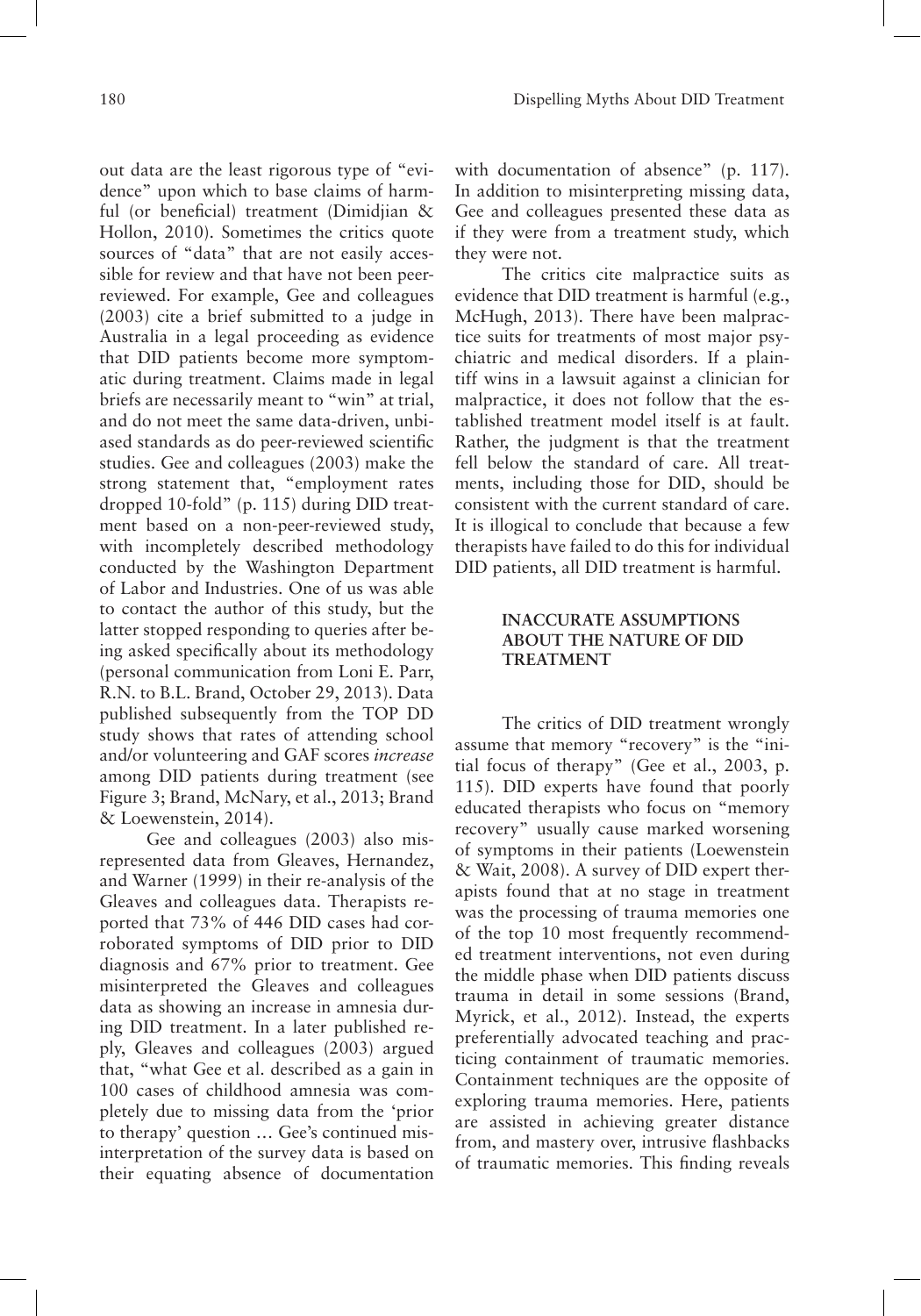out data are the least rigorous type of "evidence" upon which to base claims of harmful (or beneficial) treatment (Dimidjian & Hollon, 2010). Sometimes the critics quote sources of "data" that are not easily accessible for review and that have not been peer-reviewed. For example, Gee and colleagues (2003) cite a brief submitted to a judge in Australia in a legal proceeding as evidence that DID patients become more symptomatic during treatment. Claims made in legal briefs are necessarily meant to "win" at trial, and do not meet the same data-driven, unbiased standards as do peer-reviewed scientific studies. Gee and colleagues (2003) make the strong statement that, "employment rates dropped 10-fold" (p. 115) during DID treatment based on a non-peer-reviewed study, with incompletely described methodology conducted by the Washington Department of Labor and Industries. One of us was able to contact the author of this study, but the latter stopped responding to queries after being asked specifically about its methodology (personal communication from Loni E. Parr, R.N. to B.L. Brand, October 29, 2013). Data published subsequently from the TOP DD study shows that rates of attending school and/or volunteering and GAF scores *increase* among DID patients during treatment (see Figure 3; Brand, McNary, et al., 2013; Brand & Loewenstein, 2014).

Gee and colleagues (2003) also misrepresented data from Gleaves, Hernandez, and Warner (1999) in their re-analysis of the Gleaves and colleagues data. Therapists reported that 73% of 446 DID cases had corroborated symptoms of DID prior to DID diagnosis and 67% prior to treatment. Gee misinterpreted the Gleaves and colleagues data as showing an increase in amnesia during DID treatment. In a later published reply, Gleaves and colleagues (2003) argued that, "what Gee et al. described as a gain in 100 cases of childhood amnesia was completely due to missing data from the 'prior to therapy' question … Gee's continued misinterpretation of the survey data is based on their equating absence of documentation with documentation of absence" (p. 117). In addition to misinterpreting missing data, Gee and colleagues presented these data as if they were from a treatment study, which they were not.

The critics cite malpractice suits as evidence that DID treatment is harmful (e.g., McHugh, 2013). There have been malpractice suits for treatments of most major psychiatric and medical disorders. If a plaintiff wins in a lawsuit against a clinician for malpractice, it does not follow that the established treatment model itself is at fault. Rather, the judgment is that the treatment fell below the standard of care. All treatments, including those for DID, should be consistent with the current standard of care. It is illogical to conclude that because a few therapists have failed to do this for individual DID patients, all DID treatment is harmful.

## INACCURATE ASSUMPTIONS ABOUT THE NATURE OF DID TREATMENT

The critics of DID treatment wrongly assume that memory "recovery" is the "initial focus of therapy" (Gee et al., 2003, p. 115). DID experts have found that poorly educated therapists who focus on "memory recovery" usually cause marked worsening of symptoms in their patients (Loewenstein & Wait, 2008). A survey of DID expert therapists found that at no stage in treatment was the processing of trauma memories one of the top 10 most frequently recommended treatment interventions, not even during the middle phase when DID patients discuss trauma in detail in some sessions (Brand, Myrick, et al., 2012). Instead, the experts preferentially advocated teaching and practicing containment of traumatic memories. Containment techniques are the opposite of exploring trauma memories. Here, patients are assisted in achieving greater distance from, and mastery over, intrusive flashbacks of traumatic memories. This finding reveals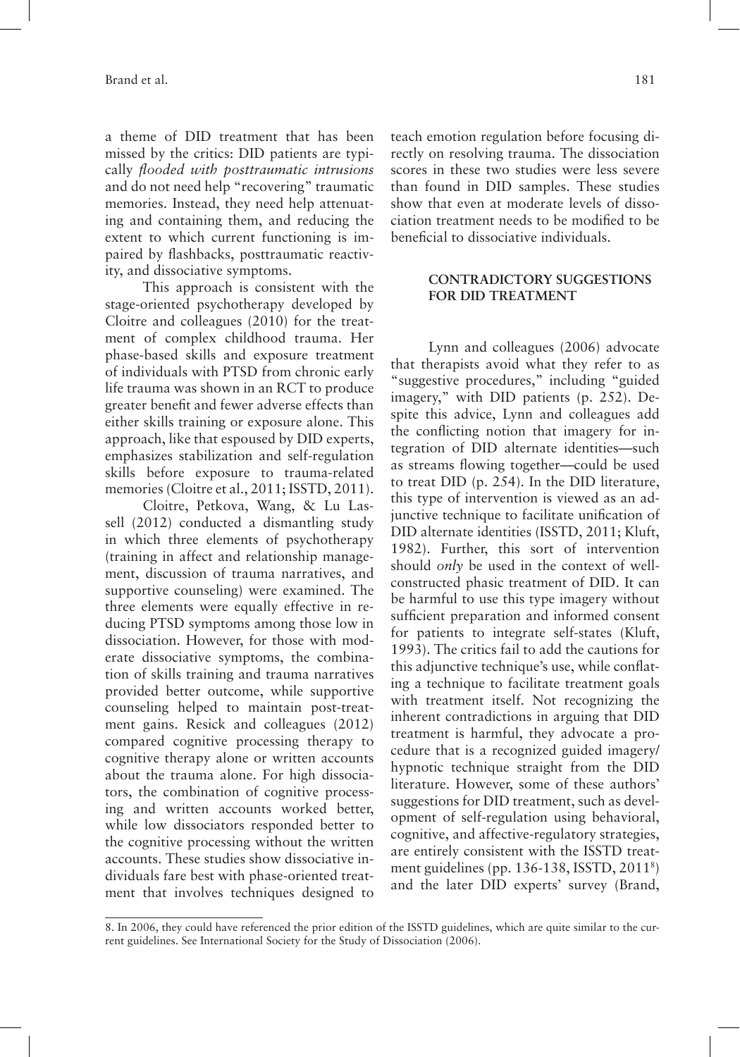a theme of DID treatment that has been missed by the critics: DID patients are typically *flooded with posttraumatic intrusions* and do not need help "recovering" traumatic memories. Instead, they need help attenuating and containing them, and reducing the extent to which current functioning is impaired by flashbacks, posttraumatic reactivity, and dissociative symptoms.

This approach is consistent with the stage-oriented psychotherapy developed by Cloitre and colleagues (2010) for the treatment of complex childhood trauma. Her phase-based skills and exposure treatment of individuals with PTSD from chronic early life trauma was shown in an RCT to produce greater benefit and fewer adverse effects than either skills training or exposure alone. This approach, like that espoused by DID experts, emphasizes stabilization and self-regulation skills before exposure to trauma-related memories (Cloitre et al., 2011; ISSTD, 2011).

Cloitre, Petkova, Wang, & Lu Lassell (2012) conducted a dismantling study in which three elements of psychotherapy (training in affect and relationship management, discussion of trauma narratives, and supportive counseling) were examined. The three elements were equally effective in reducing PTSD symptoms among those low in dissociation. However, for those with moderate dissociative symptoms, the combination of skills training and trauma narratives provided better outcome, while supportive counseling helped to maintain post-treatment gains. Resick and colleagues (2012) compared cognitive processing therapy to cognitive therapy alone or written accounts about the trauma alone. For high dissociators, the combination of cognitive processing and written accounts worked better, while low dissociators responded better to the cognitive processing without the written accounts. These studies show dissociative individuals fare best with phase-oriented treatment that involves techniques designed to teach emotion regulation before focusing directly on resolving trauma. The dissociation scores in these two studies were less severe than found in DID samples. These studies show that even at moderate levels of dissociation treatment needs to be modified to be beneficial to dissociative individuals.

## CONTRADICTORY SUGGESTIONS FOR DID TREATMENT

Lynn and colleagues (2006) advocate that therapists avoid what they refer to as "suggestive procedures," including "guided imagery," with DID patients (p. 252). Despite this advice, Lynn and colleagues add the conflicting notion that imagery for integration of DID alternate identities—such as streams flowing together—could be used to treat DID (p. 254). In the DID literature, this type of intervention is viewed as an adjunctive technique to facilitate unification of DID alternate identities (ISSTD, 2011; Kluft, 1982). Further, this sort of intervention should *only* be used in the context of well-constructed phasic treatment of DID. It can be harmful to use this type imagery without sufficient preparation and informed consent for patients to integrate self-states (Kluft, 1993). The critics fail to add the cautions for this adjunctive technique's use, while conflating a technique to facilitate treatment goals with treatment itself. Not recognizing the inherent contradictions in arguing that DID treatment is harmful, they advocate a procedure that is a recognized guided imagery/hypnotic technique straight from the DID literature. However, some of these authors' suggestions for DID treatment, such as development of self-regulation using behavioral, cognitive, and affective-regulatory strategies, are entirely consistent with the ISSTD treatment guidelines (pp. 136-138, ISSTD, 2011[8]) and the later DID experts' survey (Brand,

8. In 2006, they could have referenced the prior edition of the ISSTD guidelines, which are quite similar to the current guidelines. See International Society for the Study of Dissociation (2006).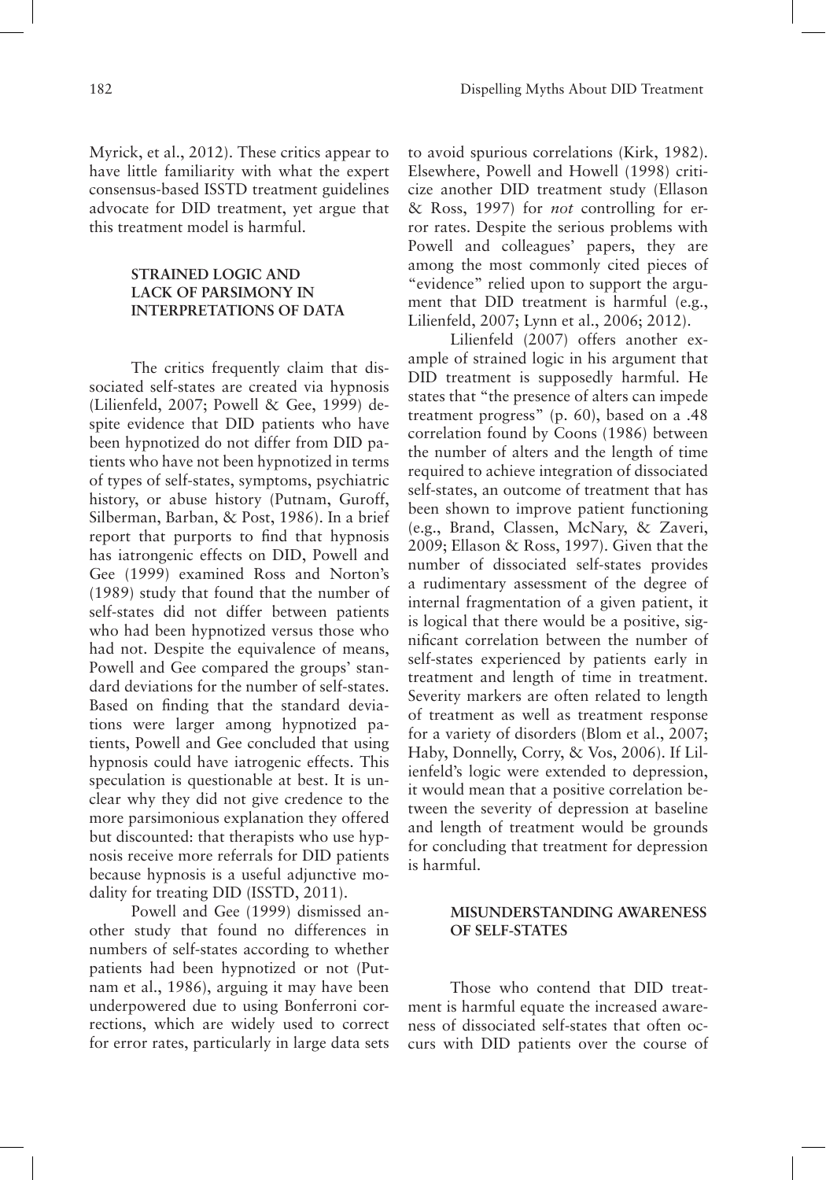Myrick, et al., 2012). These critics appear to have little familiarity with what the expert consensus-based ISSTD treatment guidelines advocate for DID treatment, yet argue that this treatment model is harmful.

## STRAINED LOGIC AND LACK OF PARSIMONY IN INTERPRETATIONS OF DATA

The critics frequently claim that dissociated self-states are created via hypnosis (Lilienfeld, 2007; Powell & Gee, 1999) despite evidence that DID patients who have been hypnotized do not differ from DID patients who have not been hypnotized in terms of types of self-states, symptoms, psychiatric history, or abuse history (Putnam, Guroff, Silberman, Barban, & Post, 1986). In a brief report that purports to find that hypnosis has iatrongenic effects on DID, Powell and Gee (1999) examined Ross and Norton's (1989) study that found that the number of self-states did not differ between patients who had been hypnotized versus those who had not. Despite the equivalence of means, Powell and Gee compared the groups' standard deviations for the number of self-states. Based on finding that the standard deviations were larger among hypnotized patients, Powell and Gee concluded that using hypnosis could have iatrogenic effects. This speculation is questionable at best. It is unclear why they did not give credence to the more parsimonious explanation they offered but discounted: that therapists who use hypnosis receive more referrals for DID patients because hypnosis is a useful adjunctive modality for treating DID (ISSTD, 2011).

Powell and Gee (1999) dismissed another study that found no differences in numbers of self-states according to whether patients had been hypnotized or not (Putnam et al., 1986), arguing it may have been underpowered due to using Bonferroni corrections, which are widely used to correct for error rates, particularly in large data sets to avoid spurious correlations (Kirk, 1982). Elsewhere, Powell and Howell (1998) criticize another DID treatment study (Ellason & Ross, 1997) for *not* controlling for error rates. Despite the serious problems with Powell and colleagues' papers, they are among the most commonly cited pieces of "evidence" relied upon to support the argument that DID treatment is harmful (e.g., Lilienfeld, 2007; Lynn et al., 2006; 2012).

Lilienfeld (2007) offers another example of strained logic in his argument that DID treatment is supposedly harmful. He states that "the presence of alters can impede treatment progress" (p. 60), based on a .48 correlation found by Coons (1986) between the number of alters and the length of time required to achieve integration of dissociated self-states, an outcome of treatment that has been shown to improve patient functioning (e.g., Brand, Classen, McNary, & Zaveri, 2009; Ellason & Ross, 1997). Given that the number of dissociated self-states provides a rudimentary assessment of the degree of internal fragmentation of a given patient, it is logical that there would be a positive, significant correlation between the number of self-states experienced by patients early in treatment and length of time in treatment. Severity markers are often related to length of treatment as well as treatment response for a variety of disorders (Blom et al., 2007; Haby, Donnelly, Corry, & Vos, 2006). If Lilienfeld's logic were extended to depression, it would mean that a positive correlation between the severity of depression at baseline and length of treatment would be grounds for concluding that treatment for depression is harmful.

## MISUNDERSTANDING AWARENESS OF SELF-STATES

Those who contend that DID treatment is harmful equate the increased awareness of dissociated self-states that often occurs with DID patients over the course of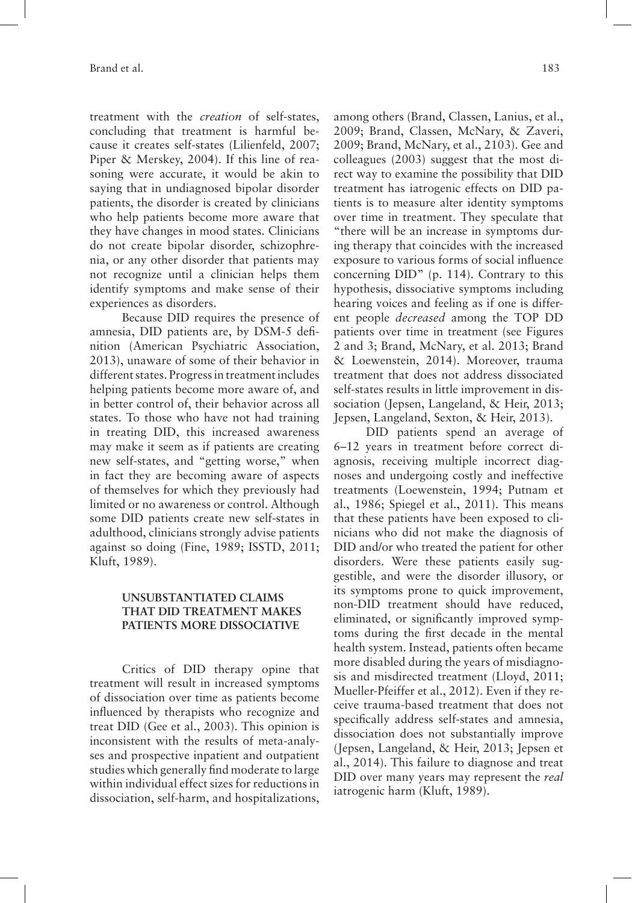treatment with the *creation* of self-states, concluding that treatment is harmful because it creates self-states (Lilienfeld, 2007; Piper & Merskey, 2004). If this line of reasoning were accurate, it would be akin to saying that in undiagnosed bipolar disorder patients, the disorder is created by clinicians who help patients become more aware that they have changes in mood states. Clinicians do not create bipolar disorder, schizophrenia, or any other disorder that patients may not recognize until a clinician helps them identify symptoms and make sense of their experiences as disorders.

Because DID requires the presence of amnesia, DID patients are, by DSM-5 definition (American Psychiatric Association, 2013), unaware of some of their behavior in different states. Progress in treatment includes helping patients become more aware of, and in better control of, their behavior across all states. To those who have not had training in treating DID, this increased awareness may make it seem as if patients are creating new self-states, and "getting worse," when in fact they are becoming aware of aspects of themselves for which they previously had limited or no awareness or control. Although some DID patients create new self-states in adulthood, clinicians strongly advise patients against so doing (Fine, 1989; ISSTD, 2011; Kluft, 1989).

## UNSUBSTANTIATED CLAIMS THAT DID TREATMENT MAKES PATIENTS MORE DISSOCIATIVE

Critics of DID therapy opine that treatment will result in increased symptoms of dissociation over time as patients become influenced by therapists who recognize and treat DID (Gee et al., 2003). This opinion is inconsistent with the results of meta-analyses and prospective inpatient and outpatient studies which generally find moderate to large within individual effect sizes for reductions in dissociation, self-harm, and hospitalizations, among others (Brand, Classen, Lanius, et al., 2009; Brand, Classen, McNary, & Zaveri, 2009; Brand, McNary, et al., 2103). Gee and colleagues (2003) suggest that the most direct way to examine the possibility that DID treatment has iatrogenic effects on DID patients is to measure alter identity symptoms over time in treatment. They speculate that "there will be an increase in symptoms during therapy that coincides with the increased exposure to various forms of social influence concerning DID" (p. 114). Contrary to this hypothesis, dissociative symptoms including hearing voices and feeling as if one is different people *decreased* among the TOP DD patients over time in treatment (see Figures 2 and 3; Brand, McNary, et al. 2013; Brand & Loewenstein, 2014). Moreover, trauma treatment that does not address dissociated self-states results in little improvement in dissociation (Jepsen, Langeland, & Heir, 2013; Jepsen, Langeland, Sexton, & Heir, 2013).

DID patients spend an average of 6–12 years in treatment before correct diagnosis, receiving multiple incorrect diagnoses and undergoing costly and ineffective treatments (Loewenstein, 1994; Putnam et al., 1986; Spiegel et al., 2011). This means that these patients have been exposed to clinicians who did not make the diagnosis of DID and/or who treated the patient for other disorders. Were these patients easily suggestible, and were the disorder illusory, or its symptoms prone to quick improvement, non-DID treatment should have reduced, eliminated, or significantly improved symptoms during the first decade in the mental health system. Instead, patients often became more disabled during the years of misdiagnosis and misdirected treatment (Lloyd, 2011; Mueller-Pfeiffer et al., 2012). Even if they receive trauma-based treatment that does not specifically address self-states and amnesia, dissociation does not substantially improve (Jepsen, Langeland, & Heir, 2013; Jepsen et al., 2014). This failure to diagnose and treat DID over many years may represent the *real* iatrogenic harm (Kluft, 1989).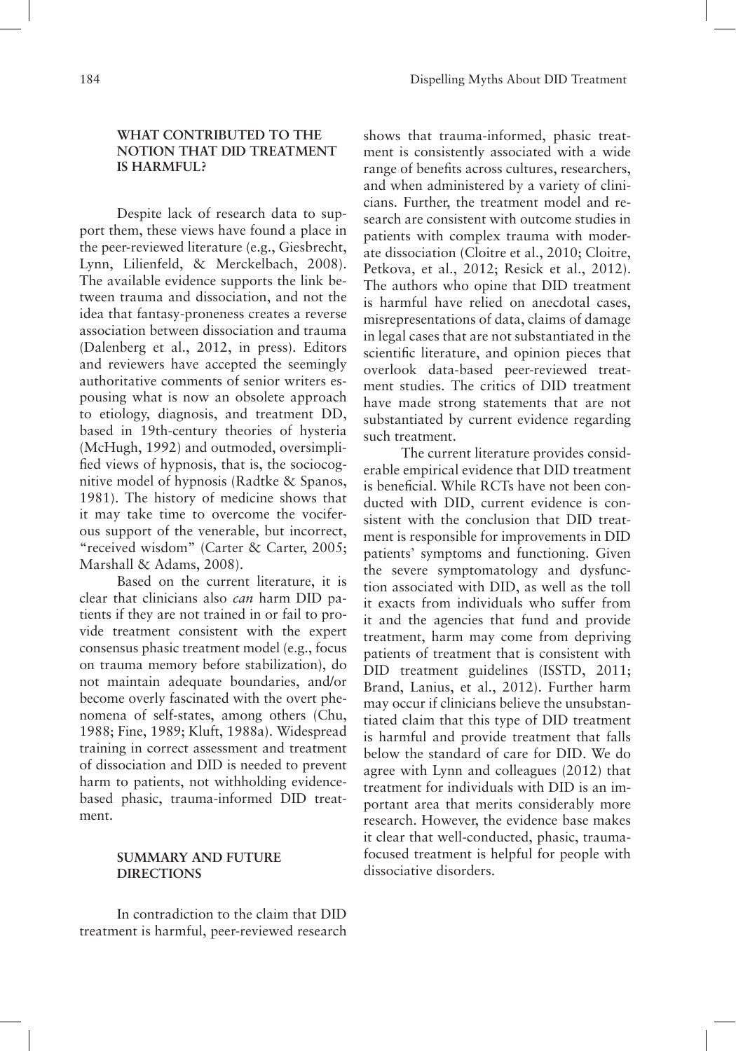## WHAT CONTRIBUTED TO THE NOTION THAT DID TREATMENT IS HARMFUL?

Despite lack of research data to support them, these views have found a place in the peer-reviewed literature (e.g., Giesbrecht, Lynn, Lilienfeld, & Merckelbach, 2008). The available evidence supports the link between trauma and dissociation, and not the idea that fantasy-proneness creates a reverse association between dissociation and trauma (Dalenberg et al., 2012, in press). Editors and reviewers have accepted the seemingly authoritative comments of senior writers espousing what is now an obsolete approach to etiology, diagnosis, and treatment DD, based in 19th-century theories of hysteria (McHugh, 1992) and outmoded, oversimplified views of hypnosis, that is, the sociocognitive model of hypnosis (Radtke & Spanos, 1981). The history of medicine shows that it may take time to overcome the vociferous support of the venerable, but incorrect, "received wisdom" (Carter & Carter, 2005; Marshall & Adams, 2008).

Based on the current literature, it is clear that clinicians also *can* harm DID patients if they are not trained in or fail to provide treatment consistent with the expert consensus phasic treatment model (e.g., focus on trauma memory before stabilization), do not maintain adequate boundaries, and/or become overly fascinated with the overt phenomena of self-states, among others (Chu, 1988; Fine, 1989; Kluft, 1988a). Widespread training in correct assessment and treatment of dissociation and DID is needed to prevent harm to patients, not withholding evidence-based phasic, trauma-informed DID treatment.

## SUMMARY AND FUTURE DIRECTIONS

In contradiction to the claim that DID treatment is harmful, peer-reviewed research shows that trauma-informed, phasic treatment is consistently associated with a wide range of benefits across cultures, researchers, and when administered by a variety of clinicians. Further, the treatment model and research are consistent with outcome studies in patients with complex trauma with moderate dissociation (Cloitre et al., 2010; Cloitre, Petkova, et al., 2012; Resick et al., 2012). The authors who opine that DID treatment is harmful have relied on anecdotal cases, misrepresentations of data, claims of damage in legal cases that are not substantiated in the scientific literature, and opinion pieces that overlook data-based peer-reviewed treatment studies. The critics of DID treatment have made strong statements that are not substantiated by current evidence regarding such treatment.

The current literature provides considerable empirical evidence that DID treatment is beneficial. While RCTs have not been conducted with DID, current evidence is consistent with the conclusion that DID treatment is responsible for improvements in DID patients' symptoms and functioning. Given the severe symptomatology and dysfunction associated with DID, as well as the toll it exacts from individuals who suffer from it and the agencies that fund and provide treatment, harm may come from depriving patients of treatment that is consistent with DID treatment guidelines (ISSTD, 2011; Brand, Lanius, et al., 2012). Further harm may occur if clinicians believe the unsubstantiated claim that this type of DID treatment is harmful and provide treatment that falls below the standard of care for DID. We do agree with Lynn and colleagues (2012) that treatment for individuals with DID is an important area that merits considerably more research. However, the evidence base makes it clear that well-conducted, phasic, trauma-focused treatment is helpful for people with dissociative disorders.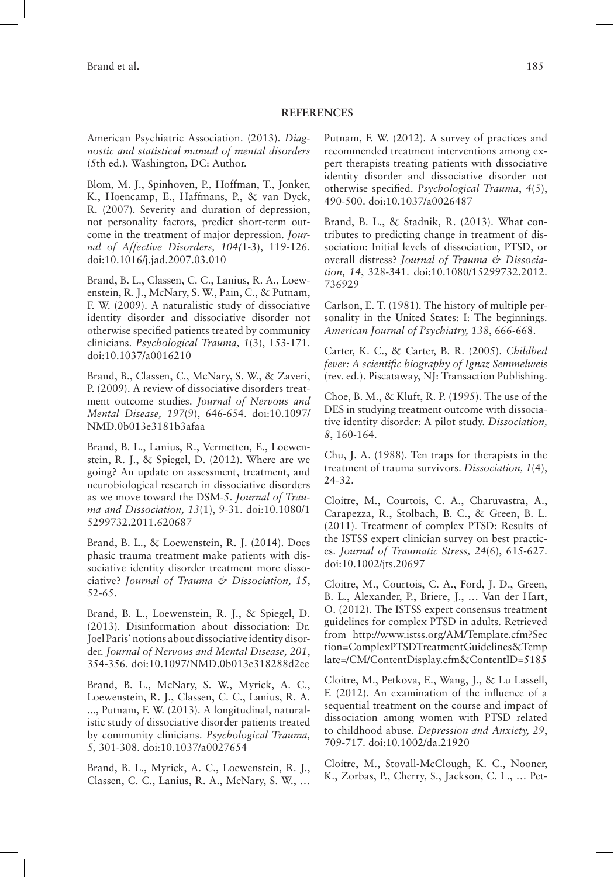## REFERENCES

American Psychiatric Association. (2013). *Diagnostic and statistical manual of mental disorders* (5th ed.). Washington, DC: Author.

Blom, M. J., Spinhoven, P., Hoffman, T., Jonker, K., Hoencamp, E., Haffmans, P., & van Dyck, R. (2007). Severity and duration of depression, not personality factors, predict short-term outcome in the treatment of major depression. *Journal of Affective Disorders, 104(*1-3), 119-126. doi:10.1016/j.jad.2007.03.010

Brand, B. L., Classen, C. C., Lanius, R. A., Loewenstein, R. J., McNary, S. W., Pain, C., & Putnam, F. W. (2009). A naturalistic study of dissociative identity disorder and dissociative disorder not otherwise specified patients treated by community clinicians. *Psychological Trauma, 1*(3), 153-171. doi:10.1037/a0016210

Brand, B., Classen, C., McNary, S. W., & Zaveri, P. (2009). A review of dissociative disorders treatment outcome studies. *Journal of Nervous and Mental Disease, 197*(9), 646-654. doi:10.1097/NMD.0b013e3181b3afaa

Brand, B. L., Lanius, R., Vermetten, E., Loewenstein, R. J., & Spiegel, D. (2012). Where are we going? An update on assessment, treatment, and neurobiological research in dissociative disorders as we move toward the DSM-5. *Journal of Trauma and Dissociation, 13*(1), 9-31. doi:10.1080/15299732.2011.620687

Brand, B. L., & Loewenstein, R. J. (2014). Does phasic trauma treatment make patients with dissociative identity disorder treatment more dissociative? *Journal of Trauma & Dissociation, 15*, 52-65.

Brand, B. L., Loewenstein, R. J., & Spiegel, D. (2013). Disinformation about dissociation: Dr. Joel Paris' notions about dissociative identity disorder. *Journal of Nervous and Mental Disease, 201*, 354-356. doi:10.1097/NMD.0b013e318288d2ee

Brand, B. L., McNary, S. W., Myrick, A. C., Loewenstein, R. J., Classen, C. C., Lanius, R. A. ..., Putnam, F. W. (2013). A longitudinal, naturalistic study of dissociative disorder patients treated by community clinicians. *Psychological Trauma, 5*, 301-308. doi:10.1037/a0027654

Brand, B. L., Myrick, A. C., Loewenstein, R. J., Classen, C. C., Lanius, R. A., McNary, S. W., … Putnam, F. W. (2012). A survey of practices and recommended treatment interventions among expert therapists treating patients with dissociative identity disorder and dissociative disorder not otherwise specified. *Psychological Trauma*, *4*(5), 490-500. doi:10.1037/a0026487

Brand, B. L., & Stadnik, R. (2013). What contributes to predicting change in treatment of dissociation: Initial levels of dissociation, PTSD, or overall distress? *Journal of Trauma & Dissociation, 14*, 328-341. doi:10.1080/15299732.2012.736929

Carlson, E. T. (1981). The history of multiple personality in the United States: I: The beginnings. *American Journal of Psychiatry, 138*, 666-668.

Carter, K. C., & Carter, B. R. (2005). *Childbed fever: A scientific biography of Ignaz Semmelweis* (rev. ed.). Piscataway, NJ: Transaction Publishing.

Choe, B. M., & Kluft, R. P. (1995). The use of the DES in studying treatment outcome with dissociative identity disorder: A pilot study. *Dissociation, 8*, 160-164.

Chu, J. A. (1988). Ten traps for therapists in the treatment of trauma survivors. *Dissociation, 1*(4), 24-32.

Cloitre, M., Courtois, C. A., Charuvastra, A., Carapezza, R., Stolbach, B. C., & Green, B. L. (2011). Treatment of complex PTSD: Results of the ISTSS expert clinician survey on best practices. *Journal of Traumatic Stress, 24*(6), 615-627. doi:10.1002/jts.20697

Cloitre, M., Courtois, C. A., Ford, J. D., Green, B. L., Alexander, P., Briere, J., … Van der Hart, O. (2012). The ISTSS expert consensus treatment guidelines for complex PTSD in adults. Retrieved from http://www.istss.org/AM/Template.cfm?Section=ComplexPTSDTreatmentGuidelines&Template=/CM/ContentDisplay.cfm&ContentID=5185

Cloitre, M., Petkova, E., Wang, J., & Lu Lassell, F. (2012). An examination of the influence of a sequential treatment on the course and impact of dissociation among women with PTSD related to childhood abuse. *Depression and Anxiety, 29*, 709-717. doi:10.1002/da.21920

Cloitre, M., Stovall-McClough, K. C., Nooner, K., Zorbas, P., Cherry, S., Jackson, C. L., … Pet-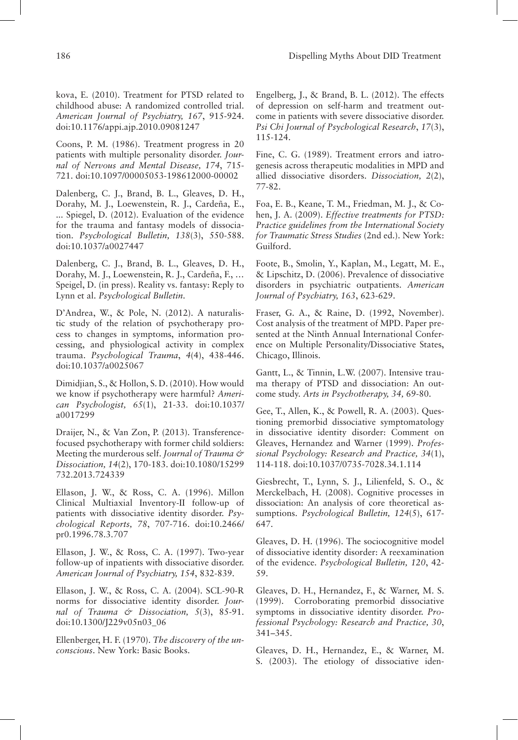kova, E. (2010). Treatment for PTSD related to childhood abuse: A randomized controlled trial. *American Journal of Psychiatry, 167*, 915-924. doi:10.1176/appi.ajp.2010.09081247

Coons, P. M. (1986). Treatment progress in 20 patients with multiple personality disorder. *Journal of Nervous and Mental Disease, 174*, 715-721. doi:10.1097/00005053-198612000-00002

Dalenberg, C. J., Brand, B. L., Gleaves, D. H., Dorahy, M. J., Loewenstein, R. J., Cardeña, E., ... Spiegel, D. (2012). Evaluation of the evidence for the trauma and fantasy models of dissociation. *Psychological Bulletin, 138*(3), 550-588. doi:10.1037/a0027447

Dalenberg, C. J., Brand, B. L., Gleaves, D. H., Dorahy, M. J., Loewenstein, R. J., Cardeña, F., ... Speigel, D. (in press). Reality vs. fantasy: Reply to Lynn et al. *Psychological Bulletin*.

D'Andrea, W., & Pole, N. (2012). A naturalistic study of the relation of psychotherapy process to changes in symptoms, information processing, and physiological activity in complex trauma. *Psychological Trauma*, *4*(4), 438-446. doi:10.1037/a0025067

Dimidjian, S., & Hollon, S. D. (2010). How would we know if psychotherapy were harmful? *American Psychologist, 65*(1), 21-33. doi:10.1037/a0017299

Draijer, N., & Van Zon, P. (2013). Transference-focused psychotherapy with former child soldiers: Meeting the murderous self. *Journal of Trauma & Dissociation, 14*(2), 170-183. doi:10.1080/15299732.2013.724339

Ellason, J. W., & Ross, C. A. (1996). Millon Clinical Multiaxial Inventory-II follow-up of patients with dissociative identity disorder. *Psychological Reports, 78*, 707-716. doi:10.2466/pr0.1996.78.3.707

Ellason, J. W., & Ross, C. A. (1997). Two-year follow-up of inpatients with dissociative disorder. *American Journal of Psychiatry, 154*, 832-839.

Ellason, J. W., & Ross, C. A. (2004). SCL-90-R norms for dissociative identity disorder. *Journal of Trauma & Dissociation, 5*(3), 85-91. doi:10.1300/J229v05n03_06

Ellenberger, H. F. (1970). *The discovery of the unconscious*. New York: Basic Books.

Engelberg, J., & Brand, B. L. (2012). The effects of depression on self-harm and treatment outcome in patients with severe dissociative disorder. *Psi Chi Journal of Psychological Research*, *17*(3), 115-124.

Fine, C. G. (1989). Treatment errors and iatrogenesis across therapeutic modalities in MPD and allied dissociative disorders. *Dissociation, 2*(2), 77-82.

Foa, E. B., Keane, T. M., Friedman, M. J., & Cohen, J. A. (2009). *Effective treatments for PTSD: Practice guidelines from the International Society for Traumatic Stress Studies* (2nd ed.). New York: Guilford.

Foote, B., Smolin, Y., Kaplan, M., Legatt, M. E., & Lipschitz, D. (2006). Prevalence of dissociative disorders in psychiatric outpatients. *American Journal of Psychiatry, 163*, 623-629.

Fraser, G. A., & Raine, D. (1992, November). Cost analysis of the treatment of MPD. Paper presented at the Ninth Annual International Conference on Multiple Personality/Dissociative States, Chicago, Illinois.

Gantt, L., & Tinnin, L.W. (2007). Intensive trauma therapy of PTSD and dissociation: An outcome study. *Arts in Psychotherapy, 34,* 69-80.

Gee, T., Allen, K., & Powell, R. A. (2003). Questioning premorbid dissociative symptomatology in dissociative identity disorder: Comment on Gleaves, Hernandez and Warner (1999). *Professional Psychology: Research and Practice, 34*(1), 114-118. doi:10.1037/0735-7028.34.1.114

Giesbrecht, T., Lynn, S. J., Lilienfeld, S. O., & Merckelbach, H. (2008). Cognitive processes in dissociation: An analysis of core theoretical assumptions. *Psychological Bulletin, 124*(5), 617-647.

Gleaves, D. H. (1996). The sociocognitive model of dissociative identity disorder: A reexamination of the evidence. *Psychological Bulletin, 120*, 42-59.

Gleaves, D. H., Hernandez, F., & Warner, M. S. (1999). Corroborating premorbid dissociative symptoms in dissociative identity disorder. *Professional Psychology: Research and Practice, 30*, 341–345.

Gleaves, D. H., Hernandez, E., & Warner, M. S. (2003). The etiology of dissociative iden-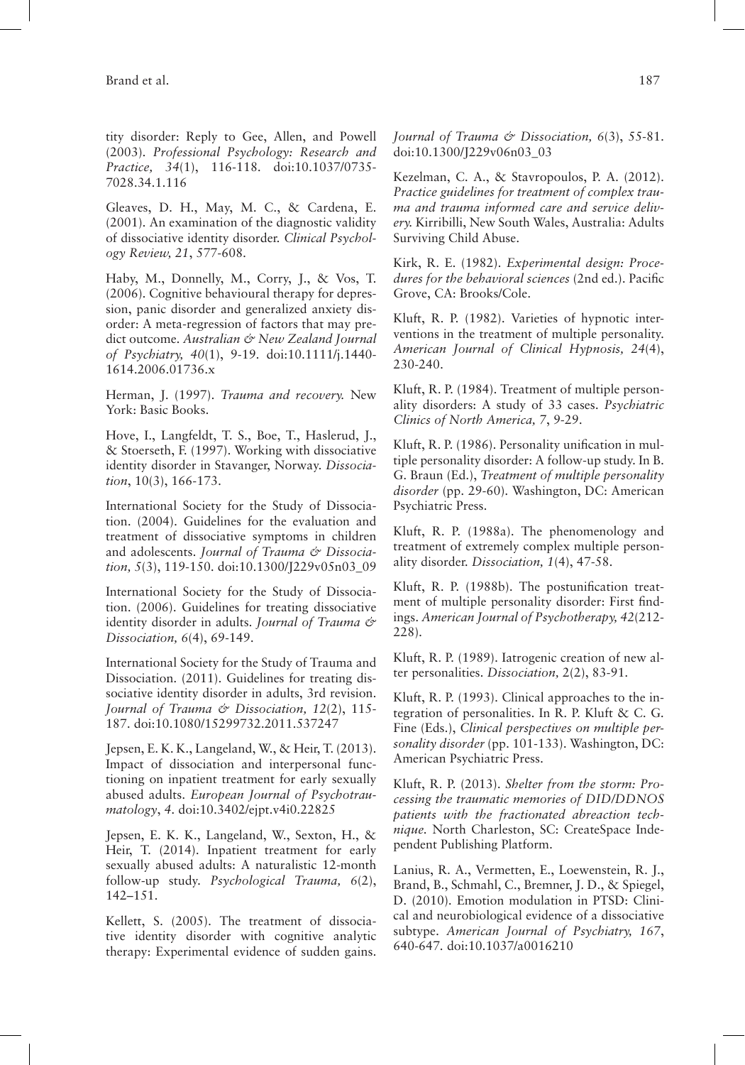tity disorder: Reply to Gee, Allen, and Powell (2003). *Professional Psychology: Research and Practice, 34*(1), 116-118. doi:10.1037/0735-7028.34.1.116

Gleaves, D. H., May, M. C., & Cardena, E. (2001). An examination of the diagnostic validity of dissociative identity disorder. *Clinical Psychology Review, 21*, 577-608.

Haby, M., Donnelly, M., Corry, J., & Vos, T. (2006). Cognitive behavioural therapy for depression, panic disorder and generalized anxiety disorder: A meta-regression of factors that may predict outcome. *Australian & New Zealand Journal of Psychiatry, 40*(1), 9-19. doi:10.1111/j.1440-1614.2006.01736.x

Herman, J. (1997). *Trauma and recovery.* New York: Basic Books.

Hove, I., Langfeldt, T. S., Boe, T., Haslerud, J., & Stoerseth, F. (1997). Working with dissociative identity disorder in Stavanger, Norway. *Dissociation*, 10(3), 166-173.

International Society for the Study of Dissociation. (2004). Guidelines for the evaluation and treatment of dissociative symptoms in children and adolescents. *Journal of Trauma & Dissociation, 5*(3), 119-150. doi:10.1300/J229v05n03_09

International Society for the Study of Dissociation. (2006). Guidelines for treating dissociative identity disorder in adults. *Journal of Trauma & Dissociation, 6*(4), 69-149.

International Society for the Study of Trauma and Dissociation. (2011). Guidelines for treating dissociative identity disorder in adults, 3rd revision. *Journal of Trauma & Dissociation, 12*(2), 115-187. doi:10.1080/15299732.2011.537247

Jepsen, E. K. K., Langeland, W., & Heir, T. (2013). Impact of dissociation and interpersonal functioning on inpatient treatment for early sexually abused adults. *European Journal of Psychotraumatology*, *4*. doi:10.3402/ejpt.v4i0.22825

Jepsen, E. K. K., Langeland, W., Sexton, H., & Heir, T. (2014). Inpatient treatment for early sexually abused adults: A naturalistic 12-month follow-up study. *Psychological Trauma, 6*(2), 142–151.

Kellett, S. (2005). The treatment of dissociative identity disorder with cognitive analytic therapy: Experimental evidence of sudden gains. *Journal of Trauma & Dissociation, 6*(3), 55-81. doi:10.1300/J229v06n03_03

Kezelman, C. A., & Stavropoulos, P. A. (2012). *Practice guidelines for treatment of complex trauma and trauma informed care and service delivery.* Kirribilli, New South Wales, Australia: Adults Surviving Child Abuse.

Kirk, R. E. (1982). *Experimental design: Procedures for the behavioral sciences* (2nd ed.). Pacific Grove, CA: Brooks/Cole.

Kluft, R. P. (1982). Varieties of hypnotic interventions in the treatment of multiple personality. *American Journal of Clinical Hypnosis, 24*(4), 230-240.

Kluft, R. P. (1984). Treatment of multiple personality disorders: A study of 33 cases. *Psychiatric Clinics of North America, 7*, 9-29.

Kluft, R. P. (1986). Personality unification in multiple personality disorder: A follow-up study. In B. G. Braun (Ed.), *Treatment of multiple personality disorder* (pp. 29-60). Washington, DC: American Psychiatric Press.

Kluft, R. P. (1988a). The phenomenology and treatment of extremely complex multiple personality disorder. *Dissociation, 1*(4), 47-58.

Kluft, R. P. (1988b). The postunification treatment of multiple personality disorder: First findings. *American Journal of Psychotherapy, 42*(212-228).

Kluft, R. P. (1989). Iatrogenic creation of new alter personalities. *Dissociation,* 2(2), 83-91.

Kluft, R. P. (1993). Clinical approaches to the integration of personalities. In R. P. Kluft & C. G. Fine (Eds.), *Clinical perspectives on multiple personality disorder* (pp. 101-133). Washington, DC: American Psychiatric Press.

Kluft, R. P. (2013). *Shelter from the storm: Processing the traumatic memories of DID/DDNOS patients with the fractionated abreaction technique.* North Charleston, SC: CreateSpace Independent Publishing Platform.

Lanius, R. A., Vermetten, E., Loewenstein, R. J., Brand, B., Schmahl, C., Bremner, J. D., & Spiegel, D. (2010). Emotion modulation in PTSD: Clinical and neurobiological evidence of a dissociative subtype. *American Journal of Psychiatry, 167*, 640-647. doi:10.1037/a0016210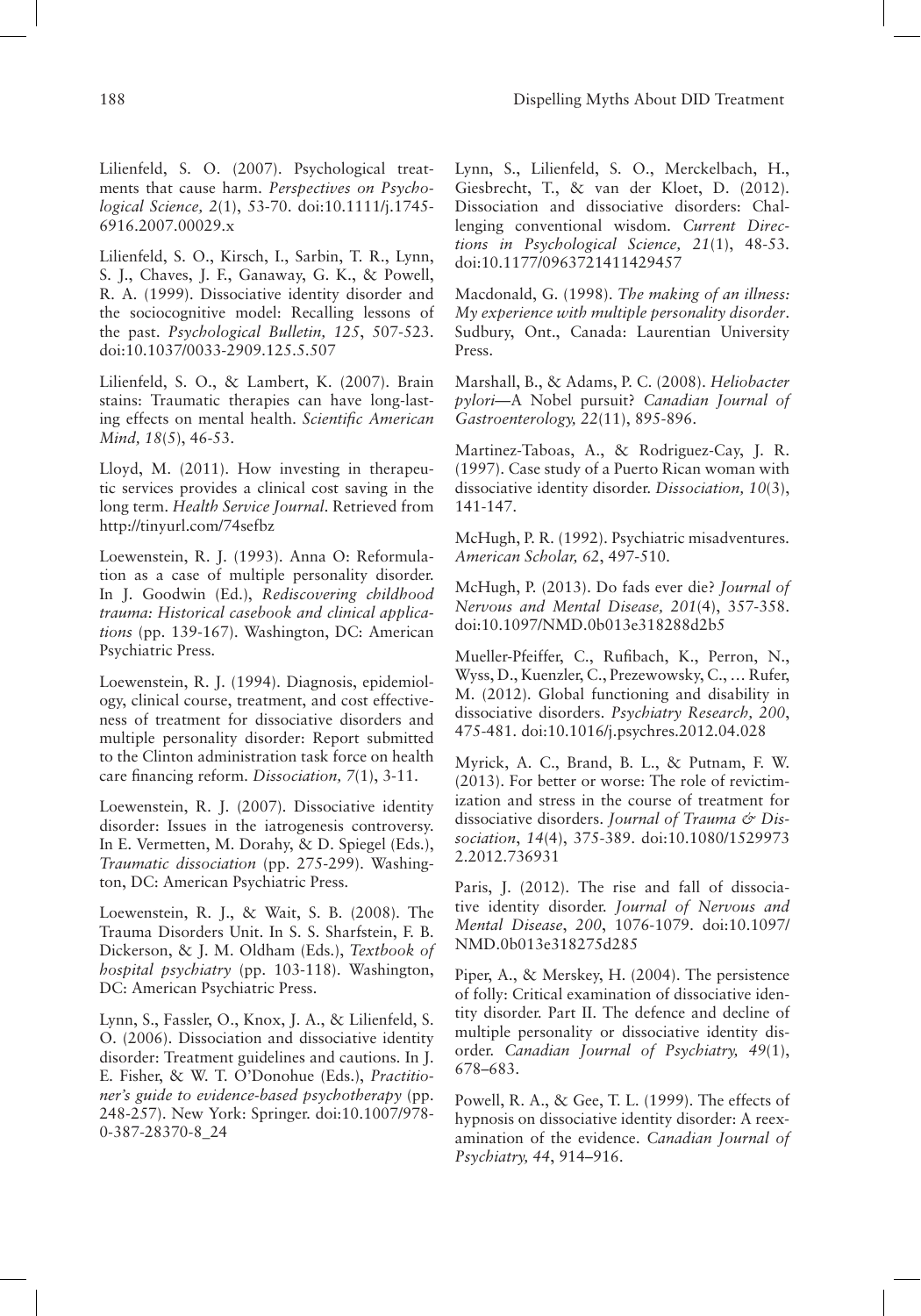Lilienfeld, S. O. (2007). Psychological treatments that cause harm. *Perspectives on Psychological Science, 2*(1), 53-70. doi:10.1111/j.1745-6916.2007.00029.x

Lilienfeld, S. O., Kirsch, I., Sarbin, T. R., Lynn, S. J., Chaves, J. F., Ganaway, G. K., & Powell, R. A. (1999). Dissociative identity disorder and the sociocognitive model: Recalling lessons of the past. *Psychological Bulletin, 125*, 507-523. doi:10.1037/0033-2909.125.5.507

Lilienfeld, S. O., & Lambert, K. (2007). Brain stains: Traumatic therapies can have long-lasting effects on mental health. *Scientific American Mind, 18*(5), 46-53.

Lloyd, M. (2011). How investing in therapeutic services provides a clinical cost saving in the long term. *Health Service Journal*. Retrieved from http://tinyurl.com/74sefbz

Loewenstein, R. J. (1993). Anna O: Reformulation as a case of multiple personality disorder. In J. Goodwin (Ed.), *Rediscovering childhood trauma: Historical casebook and clinical applications* (pp. 139-167). Washington, DC: American Psychiatric Press.

Loewenstein, R. J. (1994). Diagnosis, epidemiology, clinical course, treatment, and cost effectiveness of treatment for dissociative disorders and multiple personality disorder: Report submitted to the Clinton administration task force on health care financing reform. *Dissociation, 7*(1), 3-11.

Loewenstein, R. J. (2007). Dissociative identity disorder: Issues in the iatrogenesis controversy. In E. Vermetten, M. Dorahy, & D. Spiegel (Eds.), *Traumatic dissociation* (pp. 275-299). Washington, DC: American Psychiatric Press.

Loewenstein, R. J., & Wait, S. B. (2008). The Trauma Disorders Unit. In S. S. Sharfstein, F. B. Dickerson, & J. M. Oldham (Eds.), *Textbook of hospital psychiatry* (pp. 103-118). Washington, DC: American Psychiatric Press.

Lynn, S., Fassler, O., Knox, J. A., & Lilienfeld, S. O. (2006). Dissociation and dissociative identity disorder: Treatment guidelines and cautions. In J. E. Fisher, & W. T. O'Donohue (Eds.), *Practitioner's guide to evidence-based psychotherapy* (pp. 248-257). New York: Springer. doi:10.1007/978-0-387-28370-8_24

Lynn, S., Lilienfeld, S. O., Merckelbach, H., Giesbrecht, T., & van der Kloet, D. (2012). Dissociation and dissociative disorders: Challenging conventional wisdom. *Current Directions in Psychological Science, 21*(1), 48-53. doi:10.1177/0963721411429457

Macdonald, G. (1998). *The making of an illness: My experience with multiple personality disorder*. Sudbury, Ont., Canada: Laurentian University Press.

Marshall, B., & Adams, P. C. (2008). *Heliobacter pylori*—A Nobel pursuit? *Canadian Journal of Gastroenterology, 22*(11), 895-896.

Martinez-Taboas, A., & Rodriguez-Cay, J. R. (1997). Case study of a Puerto Rican woman with dissociative identity disorder. *Dissociation, 10*(3), 141-147.

McHugh, P. R. (1992). Psychiatric misadventures. *American Scholar, 62*, 497-510.

McHugh, P. (2013). Do fads ever die? *Journal of Nervous and Mental Disease, 201*(4), 357-358. doi:10.1097/NMD.0b013e318288d2b5

Mueller-Pfeiffer, C., Rufibach, K., Perron, N., Wyss, D., Kuenzler, C., Prezewowsky, C., … Rufer, M. (2012). Global functioning and disability in dissociative disorders. *Psychiatry Research, 200*, 475-481. doi:10.1016/j.psychres.2012.04.028

Myrick, A. C., Brand, B. L., & Putnam, F. W. (2013). For better or worse: The role of revictimization and stress in the course of treatment for dissociative disorders. *Journal of Trauma & Dissociation*, *14*(4), 375-389. doi:10.1080/15299732.2012.736931

Paris, J. (2012). The rise and fall of dissociative identity disorder. *Journal of Nervous and Mental Disease*, *200*, 1076-1079. doi:10.1097/NMD.0b013e318275d285

Piper, A., & Merskey, H. (2004). The persistence of folly: Critical examination of dissociative identity disorder. Part II. The defence and decline of multiple personality or dissociative identity disorder. *Canadian Journal of Psychiatry, 49*(1), 678–683.

Powell, R. A., & Gee, T. L. (1999). The effects of hypnosis on dissociative identity disorder: A reexamination of the evidence. *Canadian Journal of Psychiatry, 44*, 914–916.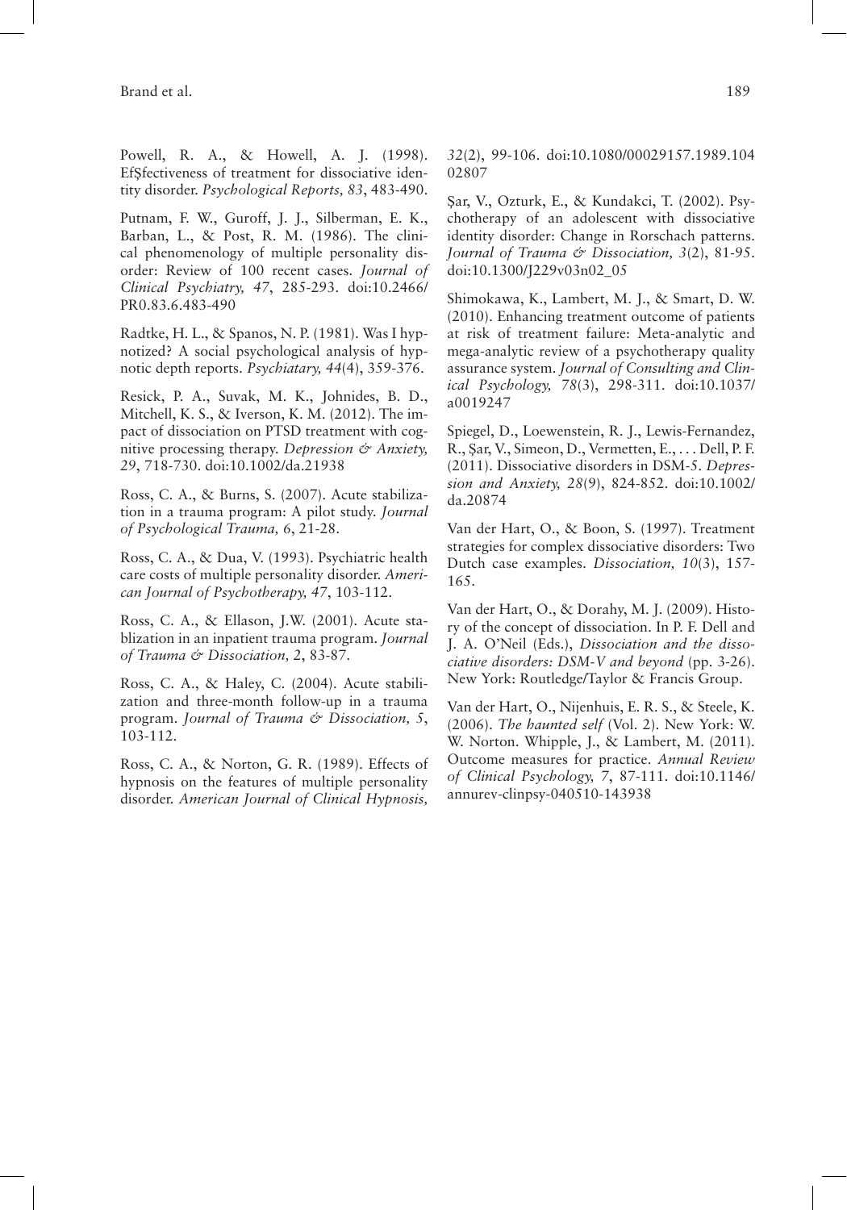Powell, R. A., & Howell, A. J. (1998). EfŞfectiveness of treatment for dissociative identity disorder. *Psychological Reports, 83*, 483-490.

Putnam, F. W., Guroff, J. J., Silberman, E. K., Barban, L., & Post, R. M. (1986). The clinical phenomenology of multiple personality disorder: Review of 100 recent cases. *Journal of Clinical Psychiatry, 47*, 285-293. doi:10.2466/PR0.83.6.483-490

Radtke, H. L., & Spanos, N. P. (1981). Was I hypnotized? A social psychological analysis of hypnotic depth reports. *Psychiatary, 44*(4), 359-376.

Resick, P. A., Suvak, M. K., Johnides, B. D., Mitchell, K. S., & Iverson, K. M. (2012). The impact of dissociation on PTSD treatment with cognitive processing therapy. *Depression & Anxiety, 29*, 718-730. doi:10.1002/da.21938

Ross, C. A., & Burns, S. (2007). Acute stabilization in a trauma program: A pilot study. *Journal of Psychological Trauma, 6*, 21-28.

Ross, C. A., & Dua, V. (1993). Psychiatric health care costs of multiple personality disorder. *American Journal of Psychotherapy, 47*, 103-112.

Ross, C. A., & Ellason, J.W. (2001). Acute stablization in an inpatient trauma program. *Journal of Trauma & Dissociation, 2*, 83-87.

Ross, C. A., & Haley, C. (2004). Acute stabilization and three-month follow-up in a trauma program. *Journal of Trauma & Dissociation, 5*, 103-112.

Ross, C. A., & Norton, G. R. (1989). Effects of hypnosis on the features of multiple personality disorder. *American Journal of Clinical Hypnosis, 32*(2), 99-106. doi:10.1080/00029157.1989.10402807

Şar, V., Ozturk, E., & Kundakci, T. (2002). Psychotherapy of an adolescent with dissociative identity disorder: Change in Rorschach patterns. *Journal of Trauma & Dissociation, 3*(2), 81-95. doi:10.1300/J229v03n02_05

Shimokawa, K., Lambert, M. J., & Smart, D. W. (2010). Enhancing treatment outcome of patients at risk of treatment failure: Meta-analytic and mega-analytic review of a psychotherapy quality assurance system. *Journal of Consulting and Clinical Psychology, 78*(3), 298-311. doi:10.1037/a0019247

Spiegel, D., Loewenstein, R. J., Lewis-Fernandez, R., Şar, V., Simeon, D., Vermetten, E., . . . Dell, P. F. (2011). Dissociative disorders in DSM-5. *Depression and Anxiety, 28*(9), 824-852. doi:10.1002/da.20874

Van der Hart, O., & Boon, S. (1997). Treatment strategies for complex dissociative disorders: Two Dutch case examples. *Dissociation, 10*(3), 157-165.

Van der Hart, O., & Dorahy, M. J. (2009). History of the concept of dissociation. In P. F. Dell and J. A. O'Neil (Eds.), *Dissociation and the dissociative disorders: DSM-V and beyond* (pp. 3-26). New York: Routledge/Taylor & Francis Group.

Van der Hart, O., Nijenhuis, E. R. S., & Steele, K. (2006). *The haunted self* (Vol. 2). New York: W. W. Norton. Whipple, J., & Lambert, M. (2011). Outcome measures for practice. *Annual Review of Clinical Psychology, 7*, 87-111. doi:10.1146/annurev-clinpsy-040510-143938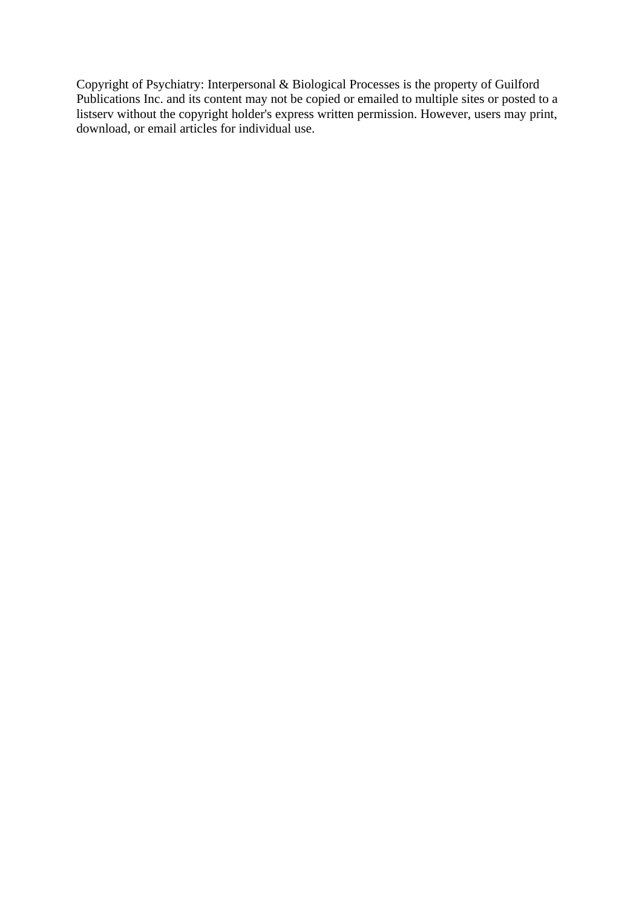Copyright of Psychiatry: Interpersonal & Biological Processes is the property of Guilford Publications Inc. and its content may not be copied or emailed to multiple sites or posted to a listserv without the copyright holder's express written permission. However, users may print, download, or email articles for individual use.